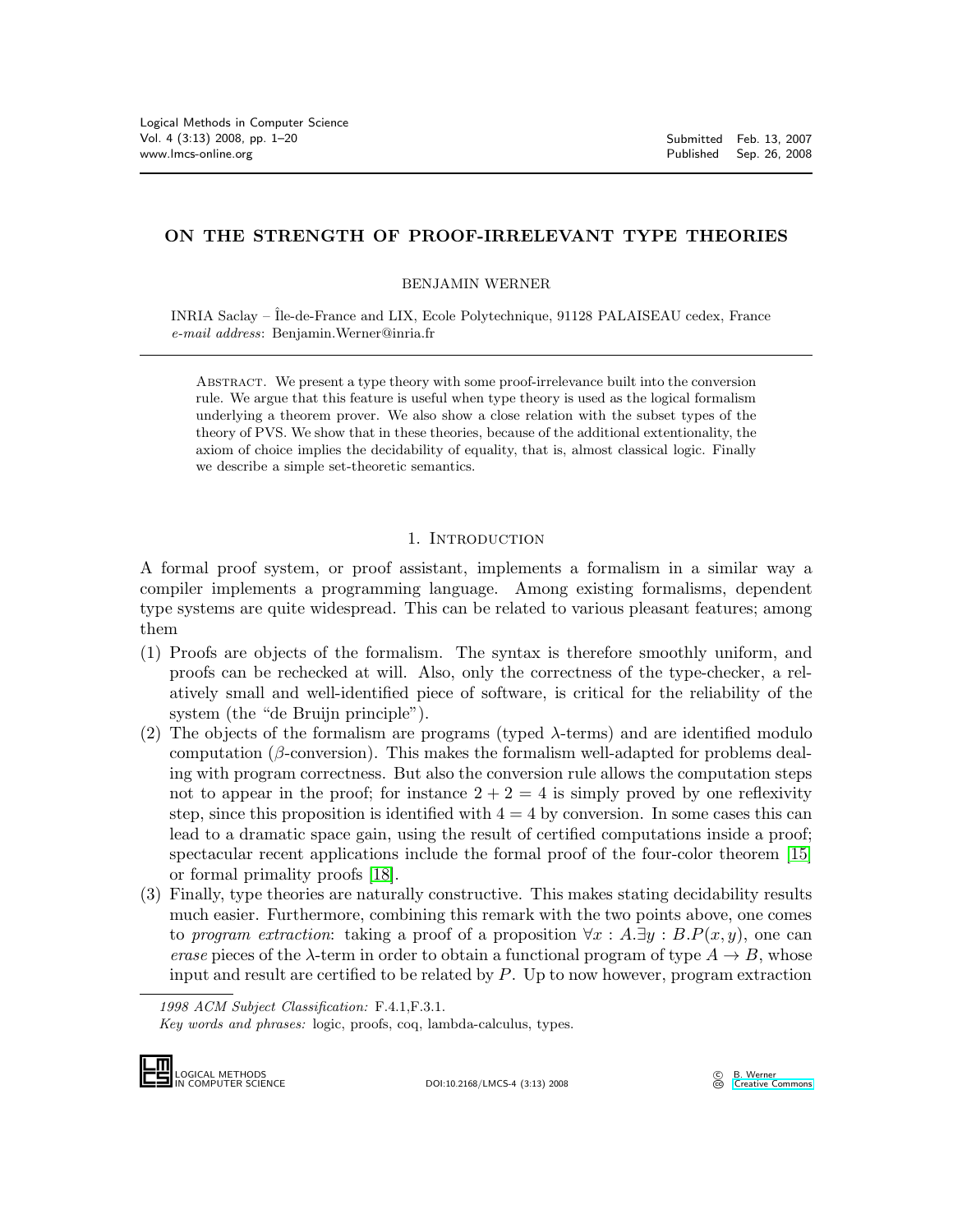# ON THE STRENGTH OF PROOF-IRRELEVANT TYPE THEORIES

BENJAMIN WERNER

INRIA Saclay – Île-de-France and LIX, Ecole Polytechnique, 91128 PALAISEAU cedex, France
*e-mail address*: Benjamin.Werner@inria.fr

Abstract. We present a type theory with some proof-irrelevance built into the conversion rule. We argue that this feature is useful when type theory is used as the logical formalism underlying a theorem prover. We also show a close relation with the subset types of the theory of PVS. We show that in these theories, because of the additional extentionality, the axiom of choice implies the decidability of equality, that is, almost classical logic. Finally we describe a simple set-theoretic semantics.

## 1. Introduction

A formal proof system, or proof assistant, implements a formalism in a similar way a compiler implements a programming language. Among existing formalisms, dependent type systems are quite widespread. This can be related to various pleasant features; among them

1. Proofs are objects of the formalism. The syntax is therefore smoothly uniform, and proofs can be rechecked at will. Also, only the correctness of the type-checker, a relatively small and well-identified piece of software, is critical for the reliability of the system (the "de Bruijn principle").
2. The objects of the formalism are programs (typed $\lambda$-terms) and are identified modulo computation ($\beta$-conversion). This makes the formalism well-adapted for problems dealing with program correctness. But also the conversion rule allows the computation steps not to appear in the proof; for instance $2+2=4$ is simply proved by one reflexivity step, since this proposition is identified with $4=4$ by conversion. In some cases this can lead to a dramatic space gain, using the result of certified computations inside a proof; spectacular recent applications include the formal proof of the four-color theorem [15] or formal primality proofs [18].
3. Finally, type theories are naturally constructive. This makes stating decidability results much easier. Furthermore, combining this remark with the two points above, one comes to *program extraction*: taking a proof of a proposition $\forall x : A.\exists y : B.P(x,y)$, one can *erase* pieces of the $\lambda$-term in order to obtain a functional program of type $A \rightarrow B$, whose input and result are certified to be related by $P$. Up to now however, program extraction

*1998 ACM Subject Classification:* F.4.1,F.3.1.

*Key words and phrases:* logic, proofs, coq, lambda-calculus, types.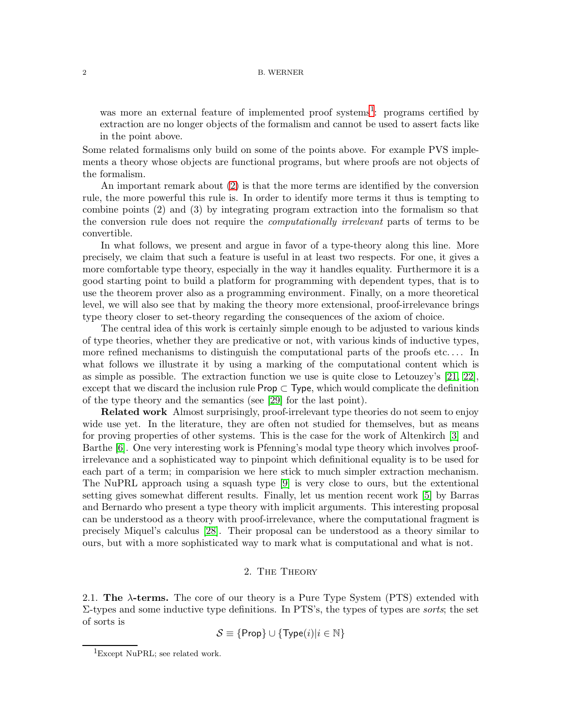was more an external feature of implemented proof systems[1]: programs certified by extraction are no longer objects of the formalism and cannot be used to assert facts like in the point above.

Some related formalisms only build on some of the points above. For example PVS implements a theory whose objects are functional programs, but where proofs are not objects of the formalism.

An important remark about (2) is that the more terms are identified by the conversion rule, the more powerful this rule is. In order to identify more terms it thus is tempting to combine points (2) and (3) by integrating program extraction into the formalism so that the conversion rule does not require the *computationally irrelevant* parts of terms to be convertible.

In what follows, we present and argue in favor of a type-theory along this line. More precisely, we claim that such a feature is useful in at least two respects. For one, it gives a more comfortable type theory, especially in the way it handles equality. Furthermore it is a good starting point to build a platform for programming with dependent types, that is to use the theorem prover also as a programming environment. Finally, on a more theoretical level, we will also see that by making the theory more extensional, proof-irrelevance brings type theory closer to set-theory regarding the consequences of the axiom of choice.

The central idea of this work is certainly simple enough to be adjusted to various kinds of type theories, whether they are predicative or not, with various kinds of inductive types, more refined mechanisms to distinguish the computational parts of the proofs etc.... In what follows we illustrate it by using a marking of the computational content which is as simple as possible. The extraction function we use is quite close to Letouzey's [21, 22], except that we discard the inclusion rule $\mathsf{Prop} \subset \mathsf{Type}$, which would complicate the definition of the type theory and the semantics (see [29] for the last point).

**Related work** Almost surprisingly, proof-irrelevant type theories do not seem to enjoy wide use yet. In the literature, they are often not studied for themselves, but as means for proving properties of other systems. This is the case for the work of Altenkirch [3] and Barthe [6]. One very interesting work is Pfenning's modal type theory which involves proof-irrelevance and a sophisticated way to pinpoint which definitional equality is to be used for each part of a term; in comparision we here stick to much simpler extraction mechanism. The NuPRL approach using a squash type [9] is very close to ours, but the extentional setting gives somewhat different results. Finally, let us mention recent work [5] by Barras and Bernardo who present a type theory with implicit arguments. This interesting proposal can be understood as a theory with proof-irrelevance, where the computational fragment is precisely Miquel's calculus [28]. Their proposal can be understood as a theory similar to ours, but with a more sophisticated way to mark what is computational and what is not.

## 2. The Theory

**2.1. The $\lambda$-terms.** The core of our theory is a Pure Type System (PTS) extended with $\Sigma$-types and some inductive type definitions. In PTS's, the types of types are *sorts*; the set of sorts is

$$\mathcal{S} \equiv \{\mathsf{Prop}\} \cup \{\mathsf{Type}(i) | i \in \mathbb{N}\}$$

[1] Except NuPRL; see related work.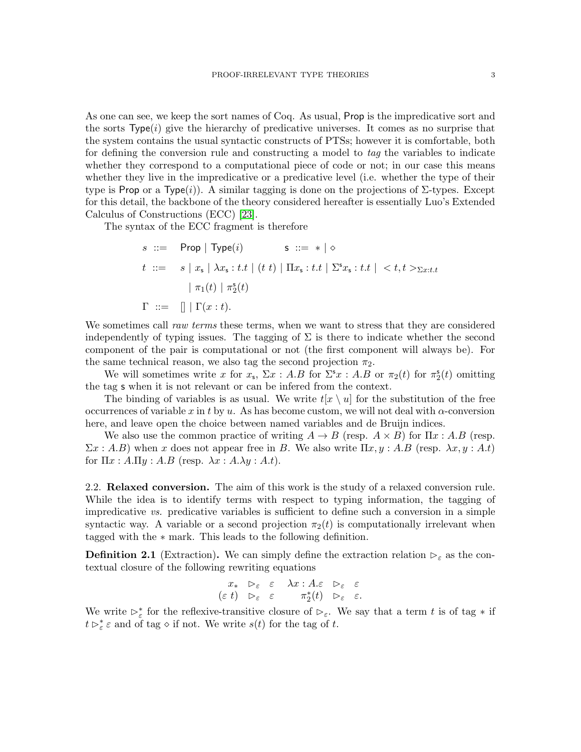As one can see, we keep the sort names of Coq. As usual, Prop is the impredicative sort and the sorts $\mathsf{Type}(i)$ give the hierarchy of predicative universes. It comes as no surprise that the system contains the usual syntactic constructs of PTSs; however it is comfortable, both for defining the conversion rule and constructing a model to *tag* the variables to indicate whether they correspond to a computational piece of code or not; in our case this means whether they live in the impredicative or a predicative level (i.e. whether the type of their type is Prop or a $\mathsf{Type}(i)$). A similar tagging is done on the projections of $\Sigma$-types. Except for this detail, the backbone of the theory considered hereafter is essentially Luo's Extended Calculus of Constructions (ECC) [23].

The syntax of the ECC fragment is therefore

$$
\begin{aligned}
s &::= \quad \mathsf{Prop} \mid \mathsf{Type}(i) \qquad\qquad \mathsf{s} ::= * \mid \diamond \\
t &::= \quad s \mid x_{\mathsf{s}} \mid \lambda x_{\mathsf{s}} : t.t \mid (t\ t) \mid \Pi x_{\mathsf{s}} : t.t \mid \Sigma^{\mathsf{s}} x_{\mathsf{s}} : t.t \mid \ < t, t >_{\Sigma x : t.t} \\
&\qquad \mid \pi_1(t) \mid \pi_2^{\mathsf{s}}(t) \\
\Gamma &::= \quad [] \mid \Gamma(x : t).
\end{aligned}
$$

We sometimes call *raw terms* these terms, when we want to stress that they are considered independently of typing issues. The tagging of $\Sigma$ is there to indicate whether the second component of the pair is computational or not (the first component will always be). For the same technical reason, we also tag the second projection $\pi_2$.

We will sometimes write $x$ for $x_{\mathsf{s}}$, $\Sigma x : A.B$ for $\Sigma^{\mathsf{s}} x : A.B$ or $\pi_2(t)$ for $\pi_2^{\mathsf{s}}(t)$ omitting the tag $\mathsf{s}$ when it is not relevant or can be infered from the context.

The binding of variables is as usual. We write $t[x \setminus u]$ for the substitution of the free occurrences of variable $x$ in $t$ by $u$. As has become custom, we will not deal with $\alpha$-conversion here, and leave open the choice between named variables and de Bruijn indices.

We also use the common practice of writing $A \rightarrow B$ (resp. $A \times B$) for $\Pi x : A.B$ (resp. $\Sigma x : A.B$) when $x$ does not appear free in $B$. We also write $\Pi x, y : A.B$ (resp. $\lambda x, y : A.t$) for $\Pi x : A.\Pi y : A.B$ (resp. $\lambda x : A.\lambda y : A.t$).

2.2. **Relaxed conversion.** The aim of this work is the study of a relaxed conversion rule. While the idea is to identify terms with respect to typing information, the tagging of impredicative *vs.* predicative variables is sufficient to define such a conversion in a simple syntactic way. A variable or a second projection $\pi_2(t)$ is computationally irrelevant when tagged with the $*$ mark. This leads to the following definition.

**Definition 2.1** (Extraction)**.** We can simply define the extraction relation $\triangleright_\varepsilon$ as the contextual closure of the following rewriting equations

$$
\begin{array}{rclrcl}
x_* & \triangleright_\varepsilon & \varepsilon & \lambda x : A.\varepsilon & \triangleright_\varepsilon & \varepsilon \\
(\varepsilon\ t) & \triangleright_\varepsilon & \varepsilon & \pi_2^*(t) & \triangleright_\varepsilon & \varepsilon.
\end{array}
$$

We write $\triangleright_\varepsilon^*$ for the reflexive-transitive closure of $\triangleright_\varepsilon$. We say that a term $t$ is of tag $*$ if $t \triangleright_\varepsilon^* \varepsilon$ and of tag $\diamond$ if not. We write $s(t)$ for the tag of $t$.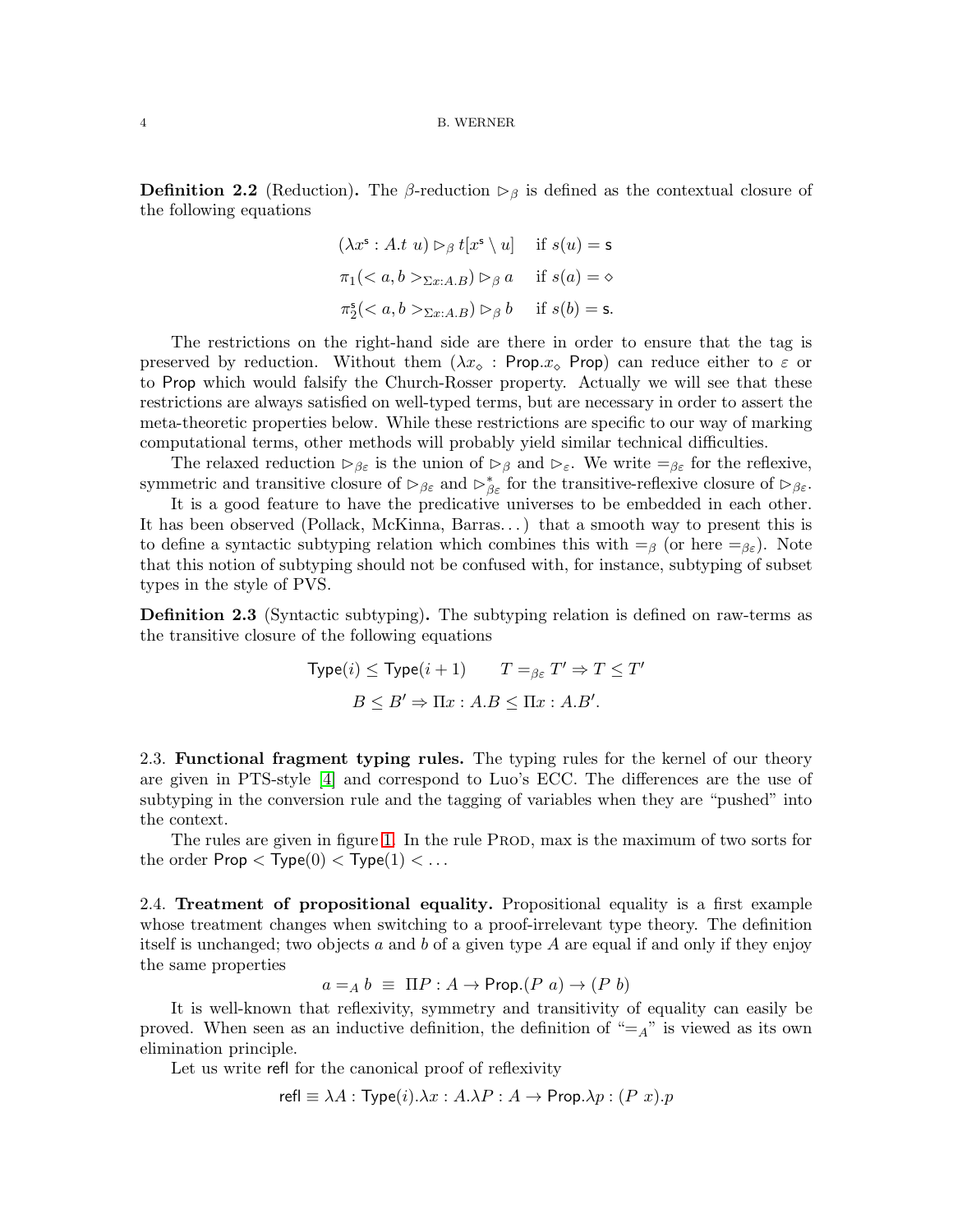**Definition 2.2** (Reduction)**.** The $\beta$-reduction $\rhd_\beta$ is defined as the contextual closure of the following equations

$$(\lambda x^{\mathsf{s}} : A.t\ u) \rhd_\beta t[x^{\mathsf{s}} \setminus u] \quad \text{if } s(u) = \mathsf{s}$$

$$\pi_1(< a, b >_{\Sigma x:A.B}) \rhd_\beta a \quad \text{if } s(a) = \diamond$$

$$\pi_2^{\mathsf{s}}(< a, b >_{\Sigma x:A.B}) \rhd_\beta b \quad \text{if } s(b) = \mathsf{s}.$$

The restrictions on the right-hand side are there in order to ensure that the tag is preserved by reduction. Without them $(\lambda x_\diamond : \mathsf{Prop}.x_\diamond\ \mathsf{Prop})$ can reduce either to $\varepsilon$ or to $\mathsf{Prop}$ which would falsify the Church-Rosser property. Actually we will see that these restrictions are always satisfied on well-typed terms, but are necessary in order to assert the meta-theoretic properties below. While these restrictions are specific to our way of marking computational terms, other methods will probably yield similar technical difficulties.

The relaxed reduction $\rhd_{\beta\varepsilon}$ is the union of $\rhd_\beta$ and $\rhd_\varepsilon$. We write $=_{\beta\varepsilon}$ for the reflexive, symmetric and transitive closure of $\rhd_{\beta\varepsilon}$ and $\rhd^*_{\beta\varepsilon}$ for the transitive-reflexive closure of $\rhd_{\beta\varepsilon}$.

It is a good feature to have the predicative universes to be embedded in each other. It has been observed (Pollack, McKinna, Barras...) that a smooth way to present this is to define a syntactic subtyping relation which combines this with $=_\beta$ (or here $=_{\beta\varepsilon}$). Note that this notion of subtyping should not be confused with, for instance, subtyping of subset types in the style of PVS.

**Definition 2.3** (Syntactic subtyping)**.** The subtyping relation is defined on raw-terms as the transitive closure of the following equations

$$\mathsf{Type}(i) \leq \mathsf{Type}(i+1) \qquad T =_{\beta\varepsilon} T' \Rightarrow T \leq T'$$

$$B \leq B' \Rightarrow \Pi x : A.B \leq \Pi x : A.B'.$$

2.3. **Functional fragment typing rules.** The typing rules for the kernel of our theory are given in PTS-style [4] and correspond to Luo's ECC. The differences are the use of subtyping in the conversion rule and the tagging of variables when they are "pushed" into the context.

The rules are given in figure 1. In the rule Prod, max is the maximum of two sorts for the order $\mathsf{Prop} < \mathsf{Type}(0) < \mathsf{Type}(1) < \ldots$

2.4. **Treatment of propositional equality.** Propositional equality is a first example whose treatment changes when switching to a proof-irrelevant type theory. The definition itself is unchanged; two objects $a$ and $b$ of a given type $A$ are equal if and only if they enjoy the same properties

$$a =_A b \;\equiv\; \Pi P : A \rightarrow \mathsf{Prop}.(P\ a) \rightarrow (P\ b)$$

It is well-known that reflexivity, symmetry and transitivity of equality can easily be proved. When seen as an inductive definition, the definition of "$=_A$" is viewed as its own elimination principle.

Let us write $\mathsf{refl}$ for the canonical proof of reflexivity

$$\mathsf{refl} \equiv \lambda A : \mathsf{Type}(i).\lambda x : A.\lambda P : A \rightarrow \mathsf{Prop}.\lambda p : (P\ x).p$$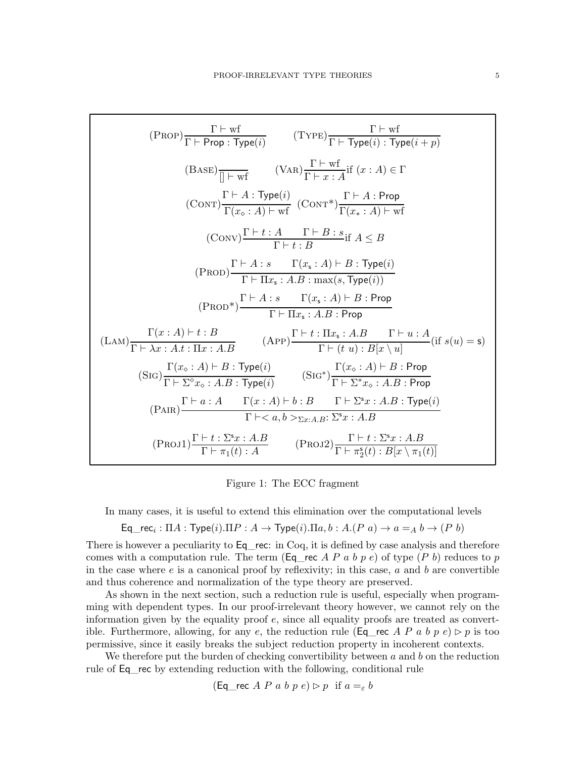$$(\textsc{Prop})\frac{\Gamma \vdash \mathrm{wf}}{\Gamma \vdash \mathsf{Prop} : \mathsf{Type}(i)} \qquad (\textsc{Type})\frac{\Gamma \vdash \mathrm{wf}}{\Gamma \vdash \mathsf{Type}(i) : \mathsf{Type}(i+p)}$$

$$(\textsc{Base})\frac{}{[] \vdash \mathrm{wf}} \qquad (\textsc{Var})\frac{\Gamma \vdash \mathrm{wf}}{\Gamma \vdash x : A}\text{if } (x:A) \in \Gamma$$

$$(\textsc{Cont})\frac{\Gamma \vdash A : \mathsf{Type}(i)}{\Gamma(x_\diamond : A) \vdash \mathrm{wf}} \quad (\textsc{Cont}^*)\frac{\Gamma \vdash A : \mathsf{Prop}}{\Gamma(x_* : A) \vdash \mathrm{wf}}$$

$$(\textsc{Conv})\frac{\Gamma \vdash t : A \qquad \Gamma \vdash B : s}{\Gamma \vdash t : B}\text{if } A \leq B$$

$$(\textsc{Prod})\frac{\Gamma \vdash A : s \qquad \Gamma(x_{\mathsf{s}} : A) \vdash B : \mathsf{Type}(i)}{\Gamma \vdash \Pi x_{\mathsf{s}} : A.B : \max(s, \mathsf{Type}(i))}$$

$$(\textsc{Prod}^*)\frac{\Gamma \vdash A : s \qquad \Gamma(x_{\mathsf{s}} : A) \vdash B : \mathsf{Prop}}{\Gamma \vdash \Pi x_{\mathsf{s}} : A.B : \mathsf{Prop}}$$

$$(\textsc{Lam})\frac{\Gamma(x:A) \vdash t : B}{\Gamma \vdash \lambda x : A.t : \Pi x : A.B} \qquad (\textsc{App})\frac{\Gamma \vdash t : \Pi x_{\mathsf{s}} : A.B \qquad \Gamma \vdash u : A}{\Gamma \vdash (t\ u) : B[x \setminus u]}(\text{if } s(u) = \mathsf{s})$$

$$(\textsc{Sig})\frac{\Gamma(x_\diamond : A) \vdash B : \mathsf{Type}(i)}{\Gamma \vdash \Sigma^\diamond x_\diamond : A.B : \mathsf{Type}(i)} \qquad (\textsc{Sig}^*)\frac{\Gamma(x_\diamond : A) \vdash B : \mathsf{Prop}}{\Gamma \vdash \Sigma^* x_\diamond : A.B : \mathsf{Prop}}$$

$$(\textsc{Pair})\frac{\Gamma \vdash a : A \qquad \Gamma(x:A) \vdash b : B \qquad \Gamma \vdash \Sigma^{\mathsf{s}} x : A.B : \mathsf{Type}(i)}{\Gamma \vdash < a, b >_{\Sigma x:A.B} : \Sigma^{\mathsf{s}} x : A.B}$$

$$(\textsc{Proj1})\frac{\Gamma \vdash t : \Sigma^{\mathsf{s}} x : A.B}{\Gamma \vdash \pi_1(t) : A} \qquad (\textsc{Proj2})\frac{\Gamma \vdash t : \Sigma^{\mathsf{s}} x : A.B}{\Gamma \vdash \pi_2^{\mathsf{s}}(t) : B[x \setminus \pi_1(t)]}$$

Figure 1: The ECC fragment

In many cases, it is useful to extend this elimination over the computational levels

$$\mathsf{Eq\_rec}_i : \Pi A : \mathsf{Type}(i).\Pi P : A \rightarrow \mathsf{Type}(i).\Pi a, b : A.(P\ a) \rightarrow a =_A b \rightarrow (P\ b)$$

There is however a peculiarity to Eq_rec: in Coq, it is defined by case analysis and therefore comes with a computation rule. The term (Eq_rec $A\ P\ a\ b\ p\ e$) of type $(P\ b)$ reduces to $p$ in the case where $e$ is a canonical proof by reflexivity; in this case, $a$ and $b$ are convertible and thus coherence and normalization of the type theory are preserved.

As shown in the next section, such a reduction rule is useful, especially when programming with dependent types. In our proof-irrelevant theory however, we cannot rely on the information given by the equality proof $e$, since all equality proofs are treated as convertible. Furthermore, allowing, for any $e$, the reduction rule (Eq_rec $A\ P\ a\ b\ p\ e) \rhd p$ is too permissive, since it easily breaks the subject reduction property in incoherent contexts.

We therefore put the burden of checking convertibility between $a$ and $b$ on the reduction rule of Eq_rec by extending reduction with the following, conditional rule

$$(\mathsf{Eq\_rec}\ A\ P\ a\ b\ p\ e) \rhd p \ \text{ if } a =_\varepsilon b$$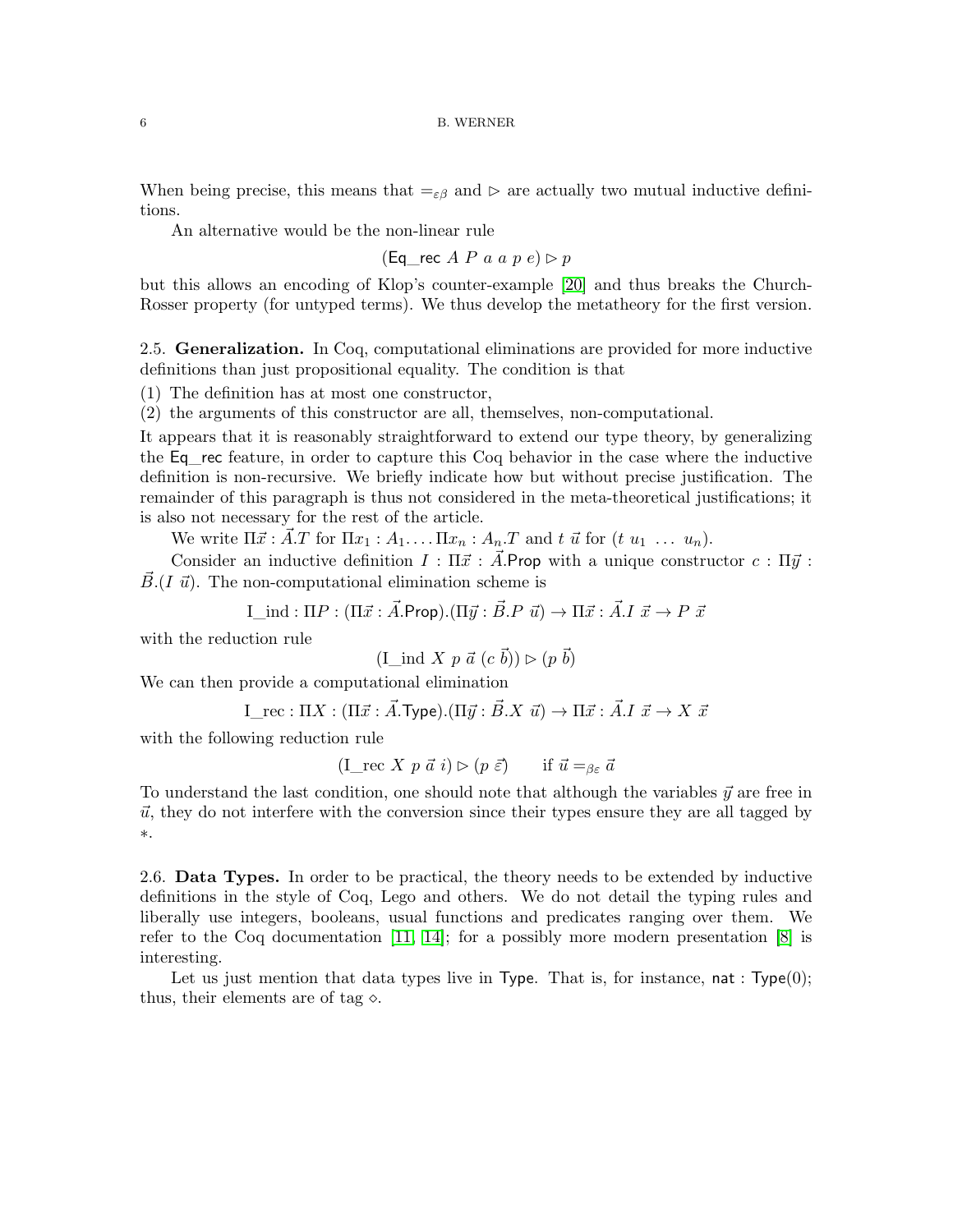When being precise, this means that $=_{\varepsilon\beta}$ and $\triangleright$ are actually two mutual inductive definitions.

An alternative would be the non-linear rule

$$(\mathsf{Eq\_rec}\ A\ P\ a\ a\ p\ e) \triangleright p$$

but this allows an encoding of Klop's counter-example [20] and thus breaks the Church-Rosser property (for untyped terms). We thus develop the metatheory for the first version.

2.5. **Generalization.** In Coq, computational eliminations are provided for more inductive definitions than just propositional equality. The condition is that

(1) The definition has at most one constructor,
(2) the arguments of this constructor are all, themselves, non-computational.

It appears that it is reasonably straightforward to extend our type theory, by generalizing the Eq_rec feature, in order to capture this Coq behavior in the case where the inductive definition is non-recursive. We briefly indicate how but without precise justification. The remainder of this paragraph is thus not considered in the meta-theoretical justifications; it is also not necessary for the rest of the article.

We write $\Pi\vec{x}:\vec{A}.T$ for $\Pi x_1:A_1.\ldots\Pi x_n:A_n.T$ and $t\ \vec{u}$ for $(t\ u_1\ \ldots\ u_n)$.

Consider an inductive definition $I:\Pi\vec{x}:\vec{A}.\mathsf{Prop}$ with a unique constructor $c:\Pi\vec{y}:\vec{B}.(I\ \vec{u})$. The non-computational elimination scheme is

$$\text{I\_ind} : \Pi P:(\Pi\vec{x}:\vec{A}.\mathsf{Prop}).(\Pi\vec{y}:\vec{B}.P\ \vec{u}) \to \Pi\vec{x}:\vec{A}.I\ \vec{x} \to P\ \vec{x}$$

with the reduction rule

$$(\text{I\_ind}\ X\ p\ \vec{a}\ (c\ \vec{b})) \triangleright (p\ \vec{b})$$

We can then provide a computational elimination

$$\text{I\_rec} : \Pi X:(\Pi\vec{x}:\vec{A}.\mathsf{Type}).(\Pi\vec{y}:\vec{B}.X\ \vec{u}) \to \Pi\vec{x}:\vec{A}.I\ \vec{x} \to X\ \vec{x}$$

with the following reduction rule

$$(\text{I\_rec}\ X\ p\ \vec{a}\ i) \triangleright (p\ \vec{\varepsilon}) \qquad \text{if } \vec{u} =_{\beta\varepsilon} \vec{a}$$

To understand the last condition, one should note that although the variables $\vec{y}$ are free in $\vec{u}$, they do not interfere with the conversion since their types ensure they are all tagged by $*$.

2.6. **Data Types.** In order to be practical, the theory needs to be extended by inductive definitions in the style of Coq, Lego and others. We do not detail the typing rules and liberally use integers, booleans, usual functions and predicates ranging over them. We refer to the Coq documentation [11, 14]; for a possibly more modern presentation [8] is interesting.

Let us just mention that data types live in Type. That is, for instance, $\mathsf{nat}:\mathsf{Type}(0)$; thus, their elements are of tag $\diamond$.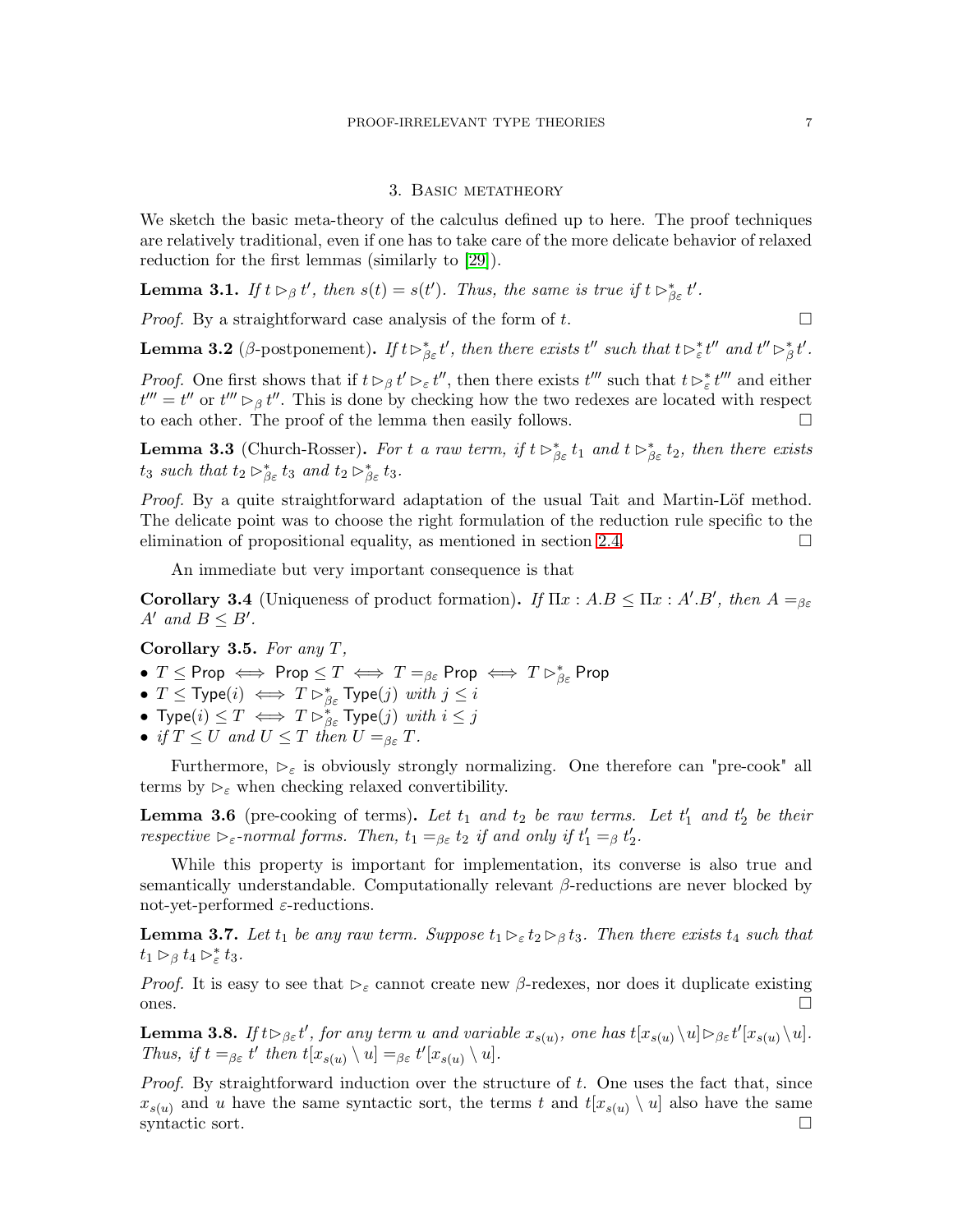## 3. Basic metatheory

We sketch the basic meta-theory of the calculus defined up to here. The proof techniques are relatively traditional, even if one has to take care of the more delicate behavior of relaxed reduction for the first lemmas (similarly to [29]).

**Lemma 3.1.** *If $t \rhd_\beta t'$, then $s(t) = s(t')$. Thus, the same is true if $t \rhd^*_{\beta\varepsilon} t'$.*

*Proof.* By a straightforward case analysis of the form of $t$. □

**Lemma 3.2** ($\beta$-postponement)**.** *If $t \rhd^*_{\beta\varepsilon} t'$, then there exists $t''$ such that $t \rhd^*_{\varepsilon} t''$ and $t'' \rhd^*_{\beta} t'$.*

*Proof.* One first shows that if $t \rhd_\beta t' \rhd_\varepsilon t''$, then there exists $t'''$ such that $t \rhd^*_\varepsilon t'''$ and either $t''' = t''$ or $t''' \rhd_\beta t''$. This is done by checking how the two redexes are located with respect to each other. The proof of the lemma then easily follows. □

**Lemma 3.3** (Church-Rosser)**.** *For $t$ a raw term, if $t \rhd^*_{\beta\varepsilon} t_1$ and $t \rhd^*_{\beta\varepsilon} t_2$, then there exists $t_3$ such that $t_2 \rhd^*_{\beta\varepsilon} t_3$ and $t_2 \rhd^*_{\beta\varepsilon} t_3$.*

*Proof.* By a quite straightforward adaptation of the usual Tait and Martin-Löf method. The delicate point was to choose the right formulation of the reduction rule specific to the elimination of propositional equality, as mentioned in section 2.4. □

An immediate but very important consequence is that

**Corollary 3.4** (Uniqueness of product formation)**.** *If $\Pi x : A.B \leq \Pi x : A'.B'$, then $A =_{\beta\varepsilon} A'$ and $B \leq B'$.*

**Corollary 3.5.** *For any $T$,*

- $T \leq \mathsf{Prop} \iff \mathsf{Prop} \leq T \iff T =_{\beta\varepsilon} \mathsf{Prop} \iff T \rhd^*_{\beta\varepsilon} \mathsf{Prop}$
- $T \leq \mathsf{Type}(i) \iff T \rhd^*_{\beta\varepsilon} \mathsf{Type}(j)$ *with* $j \leq i$
- $\mathsf{Type}(i) \leq T \iff T \rhd^*_{\beta\varepsilon} \mathsf{Type}(j)$ *with* $i \leq j$
- *if* $T \leq U$ *and* $U \leq T$ *then* $U =_{\beta\varepsilon} T$.

Furthermore, $\rhd_\varepsilon$ is obviously strongly normalizing. One therefore can "pre-cook" all terms by $\rhd_\varepsilon$ when checking relaxed convertibility.

**Lemma 3.6** (pre-cooking of terms)**.** *Let $t_1$ and $t_2$ be raw terms. Let $t'_1$ and $t'_2$ be their respective $\rhd_\varepsilon$-normal forms. Then, $t_1 =_{\beta\varepsilon} t_2$ if and only if $t'_1 =_\beta t'_2$.*

While this property is important for implementation, its converse is also true and semantically understandable. Computationally relevant $\beta$-reductions are never blocked by not-yet-performed $\varepsilon$-reductions.

**Lemma 3.7.** *Let $t_1$ be any raw term. Suppose $t_1 \rhd_\varepsilon t_2 \rhd_\beta t_3$. Then there exists $t_4$ such that $t_1 \rhd_\beta t_4 \rhd^*_\varepsilon t_3$.*

*Proof.* It is easy to see that $\rhd_\varepsilon$ cannot create new $\beta$-redexes, nor does it duplicate existing ones. □

**Lemma 3.8.** *If $t \rhd_{\beta\varepsilon} t'$, for any term $u$ and variable $x_{s(u)}$, one has $t[x_{s(u)} \setminus u] \rhd_{\beta\varepsilon} t'[x_{s(u)} \setminus u]$. Thus, if $t =_{\beta\varepsilon} t'$ then $t[x_{s(u)} \setminus u] =_{\beta\varepsilon} t'[x_{s(u)} \setminus u]$.*

*Proof.* By straightforward induction over the structure of $t$. One uses the fact that, since $x_{s(u)}$ and $u$ have the same syntactic sort, the terms $t$ and $t[x_{s(u)} \setminus u]$ also have the same syntactic sort. □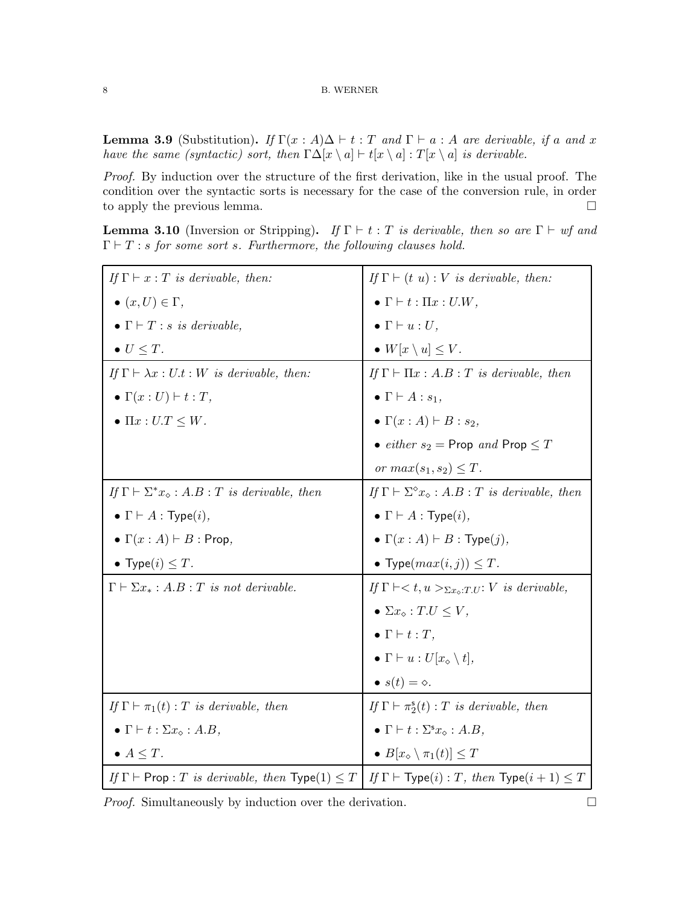**Lemma 3.9** (Substitution)**.** *If $\Gamma(x : A)\Delta \vdash t : T$ and $\Gamma \vdash a : A$ are derivable, if $a$ and $x$ have the same (syntactic) sort, then $\Gamma\Delta[x \setminus a] \vdash t[x \setminus a] : T[x \setminus a]$ is derivable.*

*Proof.* By induction over the structure of the first derivation, like in the usual proof. The condition over the syntactic sorts is necessary for the case of the conversion rule, in order to apply the previous lemma. □

**Lemma 3.10** (Inversion or Stripping)**.** *If $\Gamma \vdash t : T$ is derivable, then so are $\Gamma \vdash wf$ and $\Gamma \vdash T : s$ for some sort $s$. Furthermore, the following clauses hold.*

| | |
|---|---|
| *If $\Gamma \vdash x : T$ is derivable, then:* <br> • $(x, U) \in \Gamma$, <br> • $\Gamma \vdash T : s$ *is derivable,* <br> • $U \leq T$. | *If $\Gamma \vdash (t\ u) : V$ is derivable, then:* <br> • $\Gamma \vdash t : \Pi x : U.W$, <br> • $\Gamma \vdash u : U$, <br> • $W[x \setminus u] \leq V$. |
| *If $\Gamma \vdash \lambda x : U.t : W$ is derivable, then:* <br> • $\Gamma(x : U) \vdash t : T$, <br> • $\Pi x : U.T \leq W$. | *If $\Gamma \vdash \Pi x : A.B : T$ is derivable, then* <br> • $\Gamma \vdash A : s_1$, <br> • $\Gamma(x : A) \vdash B : s_2$, <br> • *either* $s_2 = \mathsf{Prop}$ *and* $\mathsf{Prop} \leq T$ <br> *or* $max(s_1, s_2) \leq T$. |
| *If $\Gamma \vdash \Sigma^* x_\diamond : A.B : T$ is derivable, then* <br> • $\Gamma \vdash A : \mathsf{Type}(i)$, <br> • $\Gamma(x : A) \vdash B : \mathsf{Prop}$, <br> • $\mathsf{Type}(i) \leq T$. | *If $\Gamma \vdash \Sigma^\diamond x_\diamond : A.B : T$ is derivable, then* <br> • $\Gamma \vdash A : \mathsf{Type}(i)$, <br> • $\Gamma(x : A) \vdash B : \mathsf{Type}(j)$, <br> • $\mathsf{Type}(max(i, j)) \leq T$. |
| $\Gamma \vdash \Sigma x_* : A.B : T$ *is not derivable.* | *If $\Gamma \vdash < t, u >_{\Sigma x_\diamond : T.U} : V$ is derivable,* <br> • $\Sigma x_\diamond : T.U \leq V$, <br> • $\Gamma \vdash t : T$, <br> • $\Gamma \vdash u : U[x_\diamond \setminus t]$, <br> • $s(t) = \diamond$. |
| *If $\Gamma \vdash \pi_1(t) : T$ is derivable, then* <br> • $\Gamma \vdash t : \Sigma x_\diamond : A.B$, <br> • $A \leq T$. | *If $\Gamma \vdash \pi_2^{\mathsf{s}}(t) : T$ is derivable, then* <br> • $\Gamma \vdash t : \Sigma^{\mathsf{s}} x_\diamond : A.B$, <br> • $B[x_\diamond \setminus \pi_1(t)] \leq T$ |
| *If $\Gamma \vdash \mathsf{Prop} : T$ is derivable, then* $\mathsf{Type}(1) \leq T$ | *If $\Gamma \vdash \mathsf{Type}(i) : T$, then* $\mathsf{Type}(i+1) \leq T$ |

*Proof.* Simultaneously by induction over the derivation. □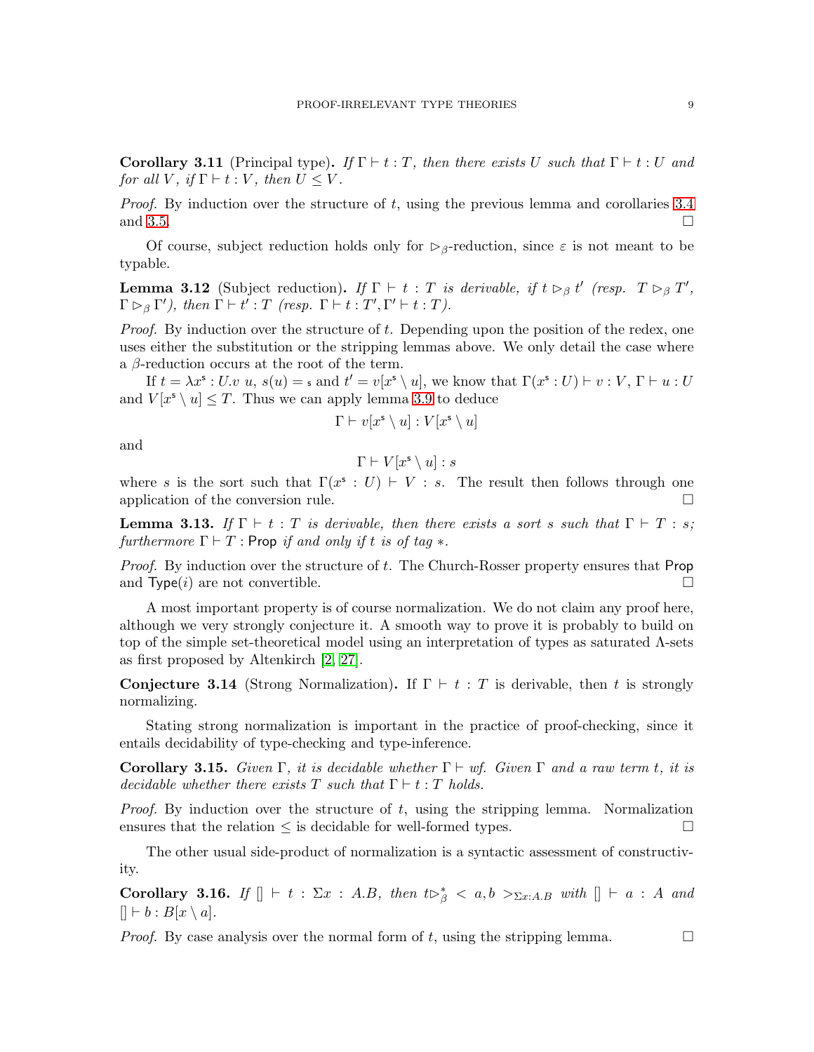**Corollary 3.11** (Principal type)**.** *If $\Gamma \vdash t : T$, then there exists $U$ such that $\Gamma \vdash t : U$ and for all $V$, if $\Gamma \vdash t : V$, then $U \leq V$.*

*Proof.* By induction over the structure of $t$, using the previous lemma and corollaries 3.4 and 3.5. □

Of course, subject reduction holds only for $\triangleright_\beta$-reduction, since $\varepsilon$ is not meant to be typable.

**Lemma 3.12** (Subject reduction)**.** *If $\Gamma \vdash t : T$ is derivable, if $t \triangleright_\beta t'$ (resp. $T \triangleright_\beta T'$, $\Gamma \triangleright_\beta \Gamma'$), then $\Gamma \vdash t' : T$ (resp. $\Gamma \vdash t : T', \Gamma' \vdash t : T$).*

*Proof.* By induction over the structure of $t$. Depending upon the position of the redex, one uses either the substitution or the stripping lemmas above. We only detail the case where a $\beta$-reduction occurs at the root of the term.

If $t = \lambda x^{\mathsf{s}} : U.v\ u$, $s(u) = {}_{\mathsf{s}}$ and $t' = v[x^{\mathsf{s}} \setminus u]$, we know that $\Gamma(x^{\mathsf{s}} : U) \vdash v : V$, $\Gamma \vdash u : U$ and $V[x^{\mathsf{s}} \setminus u] \leq T$. Thus we can apply lemma 3.9 to deduce

$$\Gamma \vdash v[x^{\mathsf{s}} \setminus u] : V[x^{\mathsf{s}} \setminus u]$$

and

$$\Gamma \vdash V[x^{\mathsf{s}} \setminus u] : s$$

where $s$ is the sort such that $\Gamma(x^{\mathsf{s}} : U) \vdash V : s$. The result then follows through one application of the conversion rule. □

**Lemma 3.13.** *If $\Gamma \vdash t : T$ is derivable, then there exists a sort $s$ such that $\Gamma \vdash T : s$; furthermore $\Gamma \vdash T :$ Prop if and only if $t$ is of tag $*$.*

*Proof.* By induction over the structure of $t$. The Church-Rosser property ensures that Prop and Type$(i)$ are not convertible. □

A most important property is of course normalization. We do not claim any proof here, although we very strongly conjecture it. A smooth way to prove it is probably to build on top of the simple set-theoretical model using an interpretation of types as saturated $\Lambda$-sets as first proposed by Altenkirch [2, 27].

**Conjecture 3.14** (Strong Normalization)**.** If $\Gamma \vdash t : T$ is derivable, then $t$ is strongly normalizing.

Stating strong normalization is important in the practice of proof-checking, since it entails decidability of type-checking and type-inference.

**Corollary 3.15.** *Given $\Gamma$, it is decidable whether $\Gamma \vdash wf$. Given $\Gamma$ and a raw term $t$, it is decidable whether there exists $T$ such that $\Gamma \vdash t : T$ holds.*

*Proof.* By induction over the structure of $t$, using the stripping lemma. Normalization ensures that the relation $\leq$ is decidable for well-formed types. □

The other usual side-product of normalization is a syntactic assessment of constructivity.

**Corollary 3.16.** *If $[] \vdash t : \Sigma x : A.B$, then $t \triangleright_\beta^* < a, b >_{\Sigma x:A.B}$ with $[] \vdash a : A$ and $[] \vdash b : B[x \setminus a]$.*

*Proof.* By case analysis over the normal form of $t$, using the stripping lemma. □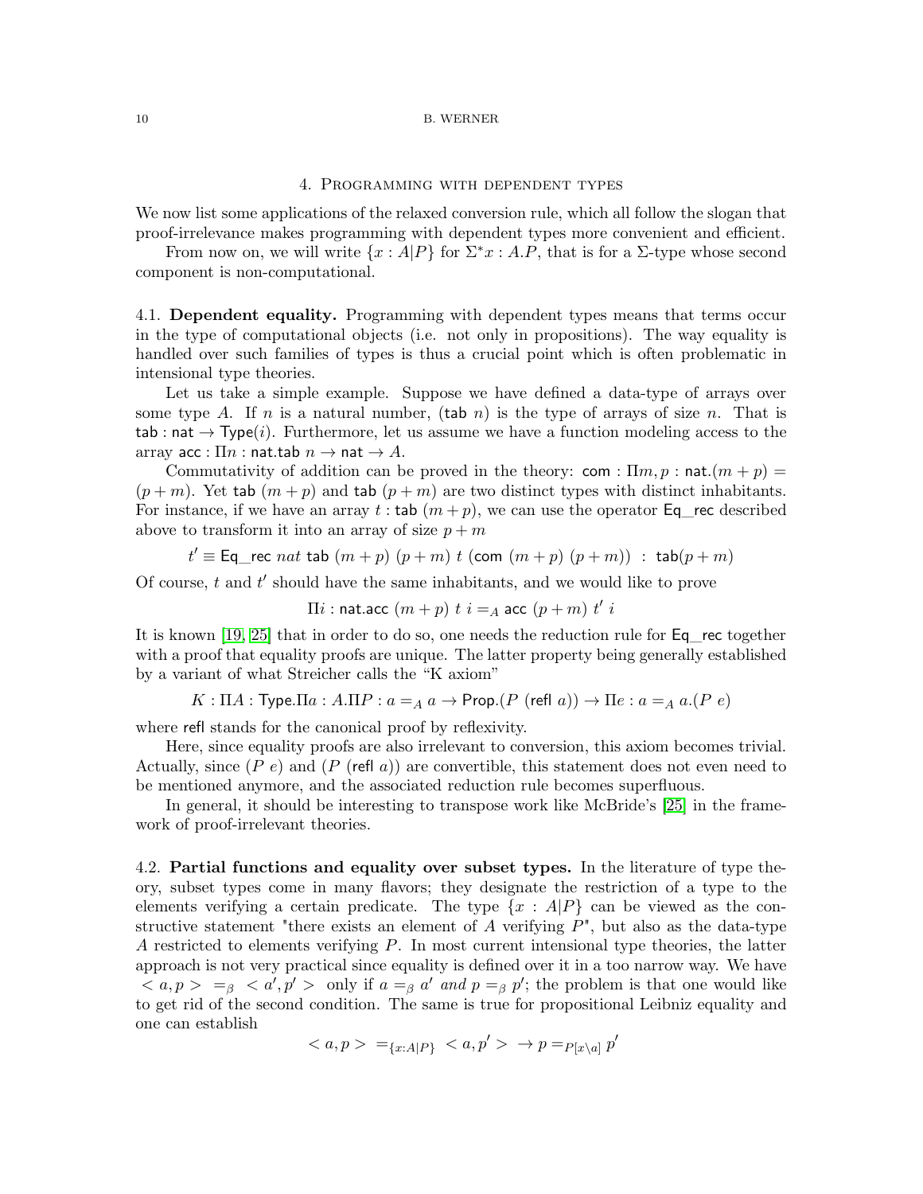## 4. Programming with dependent types

We now list some applications of the relaxed conversion rule, which all follow the slogan that proof-irrelevance makes programming with dependent types more convenient and efficient.

From now on, we will write $\{x : A|P\}$ for $\Sigma^* x : A.P$, that is for a $\Sigma$-type whose second component is non-computational.

### 4.1. Dependent equality.

Programming with dependent types means that terms occur in the type of computational objects (i.e. not only in propositions). The way equality is handled over such families of types is thus a crucial point which is often problematic in intensional type theories.

Let us take a simple example. Suppose we have defined a data-type of arrays over some type $A$. If $n$ is a natural number, $(\mathsf{tab}\ n)$ is the type of arrays of size $n$. That is $\mathsf{tab} : \mathsf{nat} \to \mathsf{Type}(i)$. Furthermore, let us assume we have a function modeling access to the array $\mathsf{acc} : \Pi n : \mathsf{nat}.\mathsf{tab}\ n \to \mathsf{nat} \to A$.

Commutativity of addition can be proved in the theory: $\mathsf{com} : \Pi m, p : \mathsf{nat}.(m + p) = (p + m)$. Yet $\mathsf{tab}\ (m + p)$ and $\mathsf{tab}\ (p + m)$ are two distinct types with distinct inhabitants. For instance, if we have an array $t : \mathsf{tab}\ (m + p)$, we can use the operator $\mathsf{Eq\_rec}$ described above to transform it into an array of size $p + m$

$$t' \equiv \mathsf{Eq\_rec}\ \mathit{nat}\ \mathsf{tab}\ (m + p)\ (p + m)\ t\ (\mathsf{com}\ (m + p)\ (p + m))\ \ :\ \mathsf{tab}(p + m)$$

Of course, $t$ and $t'$ should have the same inhabitants, and we would like to prove

$$\Pi i : \mathsf{nat}.\mathsf{acc}\ (m + p)\ t\ i =_A \mathsf{acc}\ (p + m)\ t'\ i$$

It is known [19, 25] that in order to do so, one needs the reduction rule for $\mathsf{Eq\_rec}$ together with a proof that equality proofs are unique. The latter property being generally established by a variant of what Streicher calls the "K axiom"

$$K : \Pi A : \mathsf{Type}.\Pi a : A.\Pi P : a =_A a \to \mathsf{Prop}.(P\ (\mathsf{refl}\ a)) \to \Pi e : a =_A a.(P\ e)$$

where $\mathsf{refl}$ stands for the canonical proof by reflexivity.

Here, since equality proofs are also irrelevant to conversion, this axiom becomes trivial. Actually, since $(P\ e)$ and $(P\ (\mathsf{refl}\ a))$ are convertible, this statement does not even need to be mentioned anymore, and the associated reduction rule becomes superfluous.

In general, it should be interesting to transpose work like McBride's [25] in the framework of proof-irrelevant theories.

### 4.2. Partial functions and equality over subset types.

In the literature of type theory, subset types come in many flavors; they designate the restriction of a type to the elements verifying a certain predicate. The type $\{x : A|P\}$ can be viewed as the constructive statement "there exists an element of $A$ verifying $P$", but also as the data-type $A$ restricted to elements verifying $P$. In most current intensional type theories, the latter approach is not very practical since equality is defined over it in a too narrow way. We have $< a, p > \ =_\beta\ < a', p' >$ only if $a =_\beta a'$ *and* $p =_\beta p'$; the problem is that one would like to get rid of the second condition. The same is true for propositional Leibniz equality and one can establish

$$< a, p > \ =_{\{x:A|P\}}\ < a, p' > \ \to p =_{P[x \backslash a]} p'$$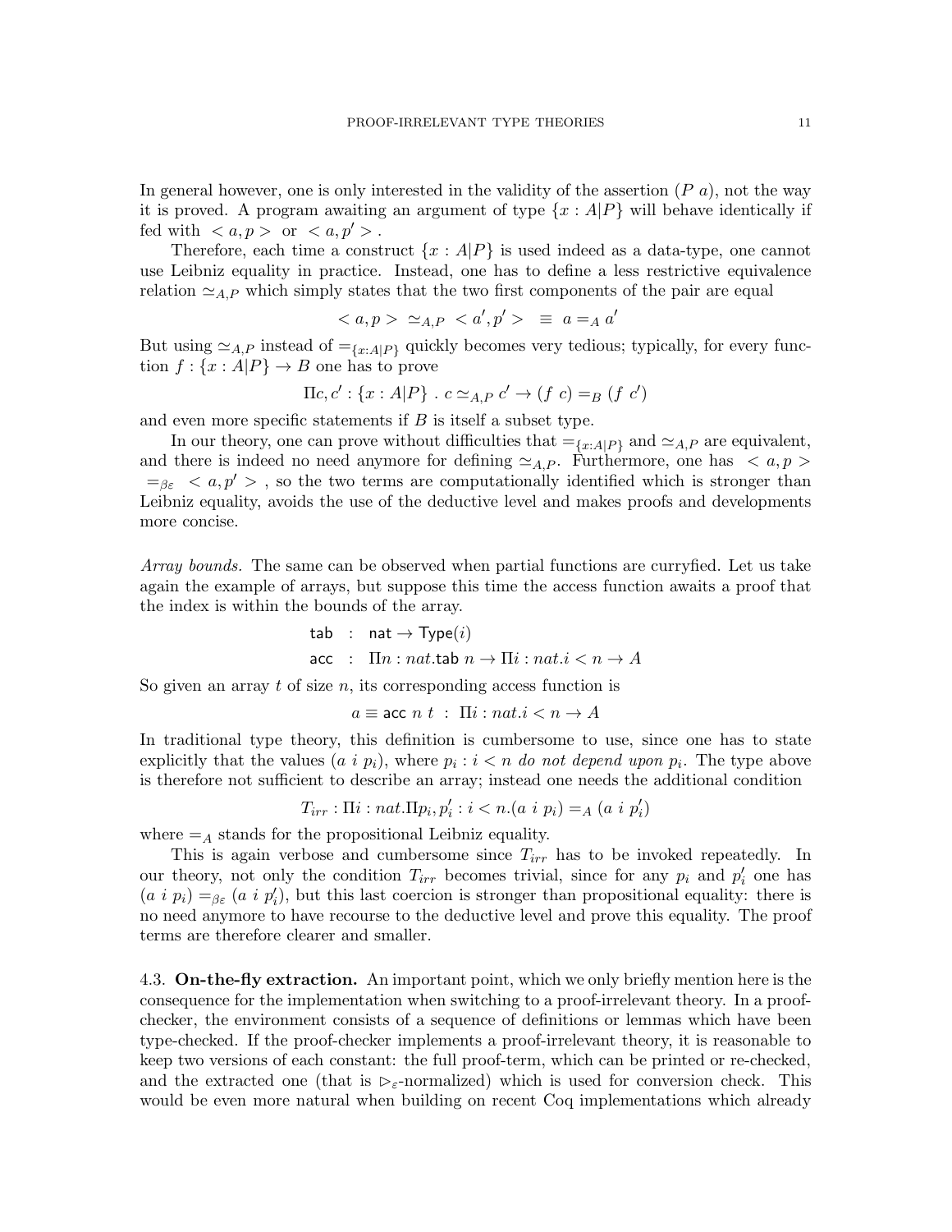In general however, one is only interested in the validity of the assertion $(P\ a)$, not the way it is proved. A program awaiting an argument of type $\{x : A|P\}$ will behave identically if fed with $<a, p>$ or $<a, p'>$.

Therefore, each time a construct $\{x : A|P\}$ is used indeed as a data-type, one cannot use Leibniz equality in practice. Instead, one has to define a less restrictive equivalence relation $\simeq_{A,P}$ which simply states that the two first components of the pair are equal

$$<a, p> \ \simeq_{A,P}\ <a', p'> \ \equiv\ a =_A a'$$

But using $\simeq_{A,P}$ instead of $=_{\{x:A|P\}}$ quickly becomes very tedious; typically, for every function $f : \{x : A|P\} \to B$ one has to prove

$$\Pi c, c' : \{x : A|P\}\ .\ c \simeq_{A,P} c' \to (f\ c) =_B (f\ c')$$

and even more specific statements if $B$ is itself a subset type.

In our theory, one can prove without difficulties that $=_{\{x:A|P\}}$ and $\simeq_{A,P}$ are equivalent, and there is indeed no need anymore for defining $\simeq_{A,P}$. Furthermore, one has $<a, p> =_{\beta\varepsilon} <a, p'>$, so the two terms are computationally identified which is stronger than Leibniz equality, avoids the use of the deductive level and makes proofs and developments more concise.

*Array bounds.* The same can be observed when partial functions are curryfied. Let us take again the example of arrays, but suppose this time the access function awaits a proof that the index is within the bounds of the array.

$$\begin{aligned}
\mathsf{tab} &: \mathsf{nat} \to \mathsf{Type}(i) \\
\mathsf{acc} &: \Pi n : nat.\mathsf{tab}\ n \to \Pi i : nat.i < n \to A
\end{aligned}$$

So given an array $t$ of size $n$, its corresponding access function is

$$a \equiv \mathsf{acc}\ n\ t\ :\ \Pi i : nat.i < n \to A$$

In traditional type theory, this definition is cumbersome to use, since one has to state explicitly that the values $(a\ i\ p_i)$, where $p_i : i < n$ *do not depend upon* $p_i$. The type above is therefore not sufficient to describe an array; instead one needs the additional condition

$$T_{irr} : \Pi i : nat.\Pi p_i, p_i' : i < n.(a\ i\ p_i) =_A (a\ i\ p_i')$$

where $=_A$ stands for the propositional Leibniz equality.

This is again verbose and cumbersome since $T_{irr}$ has to be invoked repeatedly. In our theory, not only the condition $T_{irr}$ becomes trivial, since for any $p_i$ and $p_i'$ one has $(a\ i\ p_i) =_{\beta\varepsilon} (a\ i\ p_i')$, but this last coercion is stronger than propositional equality: there is no need anymore to have recourse to the deductive level and prove this equality. The proof terms are therefore clearer and smaller.

4.3. **On-the-fly extraction.** An important point, which we only briefly mention here is the consequence for the implementation when switching to a proof-irrelevant theory. In a proof-checker, the environment consists of a sequence of definitions or lemmas which have been type-checked. If the proof-checker implements a proof-irrelevant theory, it is reasonable to keep two versions of each constant: the full proof-term, which can be printed or re-checked, and the extracted one (that is $\triangleright_\varepsilon$-normalized) which is used for conversion check. This would be even more natural when building on recent Coq implementations which already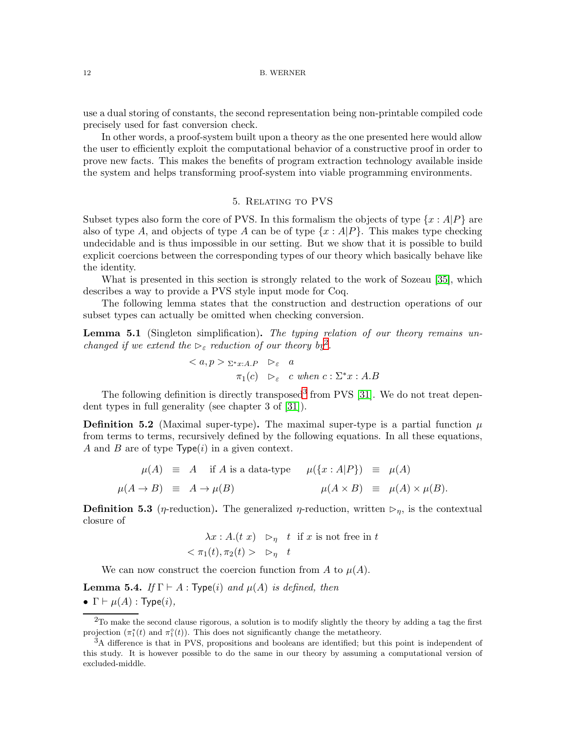use a dual storing of constants, the second representation being non-printable compiled code precisely used for fast conversion check.

In other words, a proof-system built upon a theory as the one presented here would allow the user to efficiently exploit the computational behavior of a constructive proof in order to prove new facts. This makes the benefits of program extraction technology available inside the system and helps transforming proof-system into viable programming environments.

## 5. Relating to PVS

Subset types also form the core of PVS. In this formalism the objects of type $\{x : A|P\}$ are also of type $A$, and objects of type $A$ can be of type $\{x : A|P\}$. This makes type checking undecidable and is thus impossible in our setting. But we show that it is possible to build explicit coercions between the corresponding types of our theory which basically behave like the identity.

What is presented in this section is strongly related to the work of Sozeau [35], which describes a way to provide a PVS style input mode for Coq.

The following lemma states that the construction and destruction operations of our subset types can actually be omitted when checking conversion.

**Lemma 5.1** (Singleton simplification)**.** *The typing relation of our theory remains unchanged if we extend the $\triangleright_\varepsilon$ reduction of our theory by*[2]*.*

$$
\begin{array}{rcl}
< a, p >_{\Sigma^* x:A.P} & \triangleright_\varepsilon & a \\
\pi_1(c) & \triangleright_\varepsilon & c \text{ when } c : \Sigma^* x : A.B
\end{array}
$$

The following definition is directly transposed[3] from PVS [31]. We do not treat dependent types in full generality (see chapter 3 of [31]).

**Definition 5.2** (Maximal super-type)**.** The maximal super-type is a partial function $\mu$ from terms to terms, recursively defined by the following equations. In all these equations, $A$ and $B$ are of type $\mathsf{Type}(i)$ in a given context.

$$
\begin{array}{rclcrcl}
\mu(A) & \equiv & A \quad \text{if } A \text{ is a data-type} & & \mu(\{x : A|P\}) & \equiv & \mu(A) \\
\mu(A \to B) & \equiv & A \to \mu(B) & & \mu(A \times B) & \equiv & \mu(A) \times \mu(B).
\end{array}
$$

**Definition 5.3** ($\eta$-reduction)**.** The generalized $\eta$-reduction, written $\triangleright_\eta$, is the contextual closure of

$$
\begin{array}{rcl}
\lambda x : A.(t\ x) & \triangleright_\eta & t \ \text{ if } x \text{ is not free in } t \\
< \pi_1(t), \pi_2(t) > & \triangleright_\eta & t
\end{array}
$$

We can now construct the coercion function from $A$ to $\mu(A)$.

**Lemma 5.4.** *If $\Gamma \vdash A : \mathsf{Type}(i)$ and $\mu(A)$ is defined, then*

- $\Gamma \vdash \mu(A) : \mathsf{Type}(i)$*,*

---

[2] To make the second clause rigorous, a solution is to modify slightly the theory by adding a tag the first projection ($\pi_1^*(t)$ and $\pi_1^\circ(t)$). This does not significantly change the metatheory.

[3] A difference is that in PVS, propositions and booleans are identified; but this point is independent of this study. It is however possible to do the same in our theory by assuming a computational version of excluded-middle.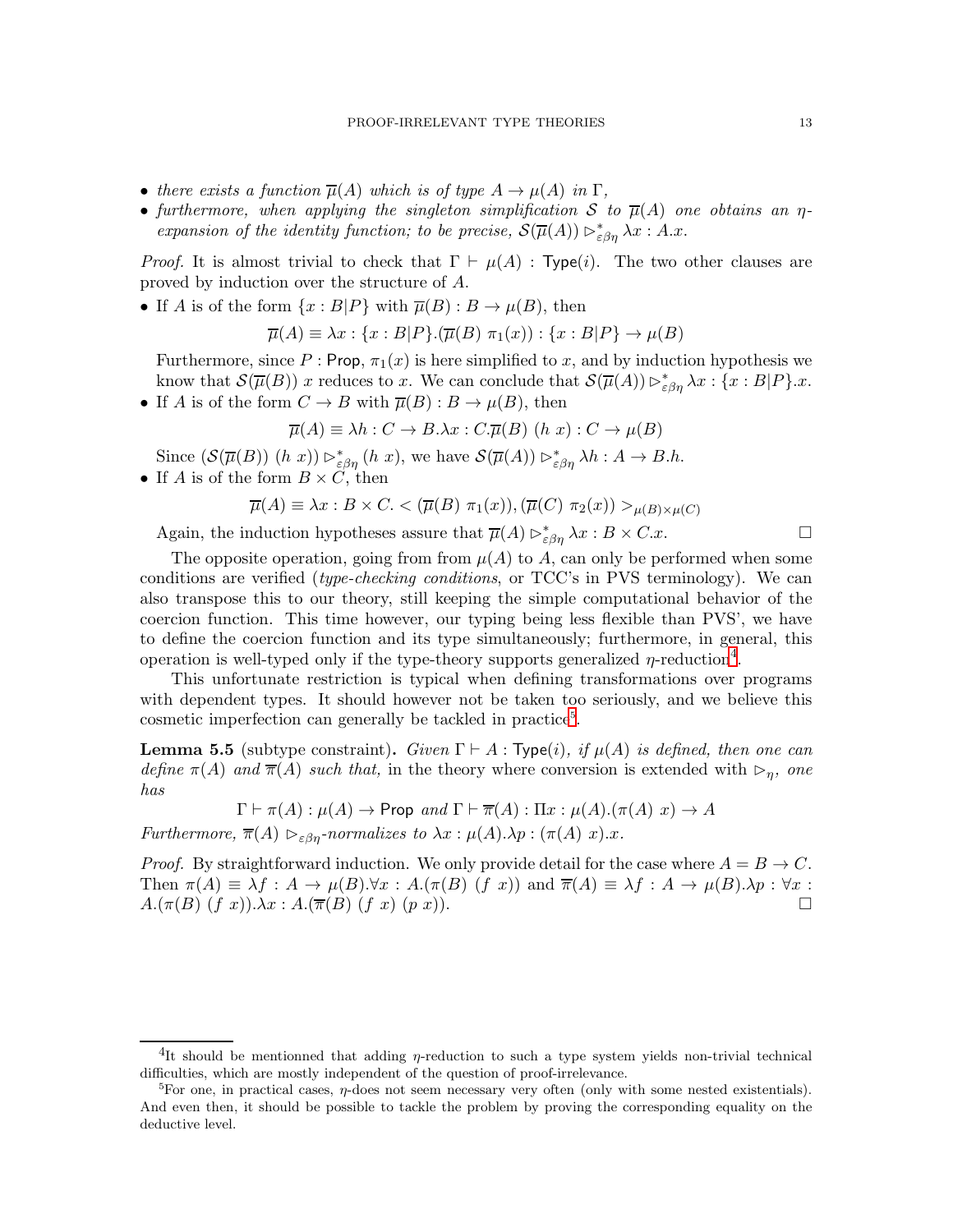- *there exists a function $\overline{\mu}(A)$ which is of type $A \to \mu(A)$ in $\Gamma$,*
- *furthermore, when applying the singleton simplification $\mathcal{S}$ to $\overline{\mu}(A)$ one obtains an $\eta$-expansion of the identity function; to be precise, $\mathcal{S}(\overline{\mu}(A)) \rhd^*_{\varepsilon\beta\eta} \lambda x : A.x$.*

*Proof.* It is almost trivial to check that $\Gamma \vdash \mu(A) : \mathsf{Type}(i)$. The two other clauses are proved by induction over the structure of $A$.

- If $A$ is of the form $\{x : B|P\}$ with $\overline{\mu}(B) : B \to \mu(B)$, then

$$\overline{\mu}(A) \equiv \lambda x : \{x : B|P\}.(\overline{\mu}(B)\ \pi_1(x)) : \{x : B|P\} \to \mu(B)$$

  Furthermore, since $P : \mathsf{Prop}$, $\pi_1(x)$ is here simplified to $x$, and by induction hypothesis we know that $\mathcal{S}(\overline{\mu}(B))\ x$ reduces to $x$. We can conclude that $\mathcal{S}(\overline{\mu}(A)) \rhd^*_{\varepsilon\beta\eta} \lambda x : \{x : B|P\}.x$.
- If $A$ is of the form $C \to B$ with $\overline{\mu}(B) : B \to \mu(B)$, then

$$\overline{\mu}(A) \equiv \lambda h : C \to B.\lambda x : C.\overline{\mu}(B)\ (h\ x) : C \to \mu(B)$$

  Since $(\mathcal{S}(\overline{\mu}(B))\ (h\ x)) \rhd^*_{\varepsilon\beta\eta} (h\ x)$, we have $\mathcal{S}(\overline{\mu}(A)) \rhd^*_{\varepsilon\beta\eta} \lambda h : A \to B.h$.
- If $A$ is of the form $B \times C$, then

$$\overline{\mu}(A) \equiv \lambda x : B \times C. < (\overline{\mu}(B)\ \pi_1(x)), (\overline{\mu}(C)\ \pi_2(x)) >_{\mu(B)\times\mu(C)}$$

  Again, the induction hypotheses assure that $\overline{\mu}(A) \rhd^*_{\varepsilon\beta\eta} \lambda x : B \times C.x$. □

The opposite operation, going from from $\mu(A)$ to $A$, can only be performed when some conditions are verified (*type-checking conditions*, or TCC's in PVS terminology). We can also transpose this to our theory, still keeping the simple computational behavior of the coercion function. This time however, our typing being less flexible than PVS', we have to define the coercion function and its type simultaneously; furthermore, in general, this operation is well-typed only if the type-theory supports generalized $\eta$-reduction[4].

This unfortunate restriction is typical when defining transformations over programs with dependent types. It should however not be taken too seriously, and we believe this cosmetic imperfection can generally be tackled in practice[5].

**Lemma 5.5** (subtype constraint)**.** *Given $\Gamma \vdash A : \mathsf{Type}(i)$, if $\mu(A)$ is defined, then one can define $\pi(A)$ and $\overline{\pi}(A)$ such that,* in the theory where conversion is extended with $\rhd_\eta$, *one has*

$$\Gamma \vdash \pi(A) : \mu(A) \to \mathsf{Prop} \ \textit{and}\ \Gamma \vdash \overline{\pi}(A) : \Pi x : \mu(A).(\pi(A)\ x) \to A$$

*Furthermore, $\overline{\pi}(A) \rhd_{\varepsilon\beta\eta}$-normalizes to $\lambda x : \mu(A).\lambda p : (\pi(A)\ x).x$.*

*Proof.* By straightforward induction. We only provide detail for the case where $A = B \to C$. Then $\pi(A) \equiv \lambda f : A \to \mu(B).\forall x : A.(\pi(B)\ (f\ x))$ and $\overline{\pi}(A) \equiv \lambda f : A \to \mu(B).\lambda p : \forall x : A.(\pi(B)\ (f\ x)).\lambda x : A.(\overline{\pi}(B)\ (f\ x)\ (p\ x))$. □

---

[4]It should be mentionned that adding $\eta$-reduction to such a type system yields non-trivial technical difficulties, which are mostly independent of the question of proof-irrelevance.

[5]For one, in practical cases, $\eta$-does not seem necessary very often (only with some nested existentials). And even then, it should be possible to tackle the problem by proving the corresponding equality on the deductive level.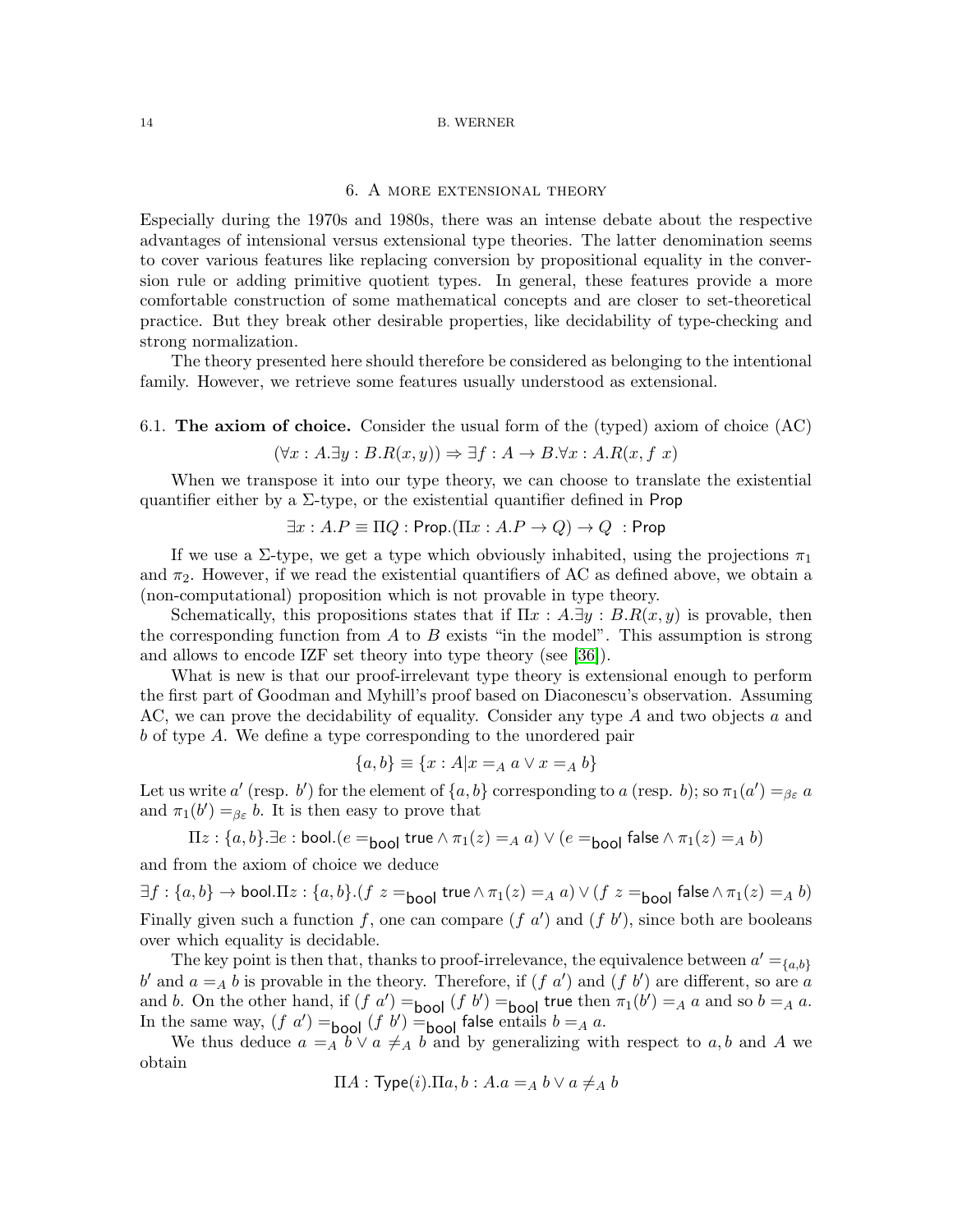## 6. A more extensional theory

Especially during the 1970s and 1980s, there was an intense debate about the respective advantages of intensional versus extensional type theories. The latter denomination seems to cover various features like replacing conversion by propositional equality in the conversion rule or adding primitive quotient types. In general, these features provide a more comfortable construction of some mathematical concepts and are closer to set-theoretical practice. But they break other desirable properties, like decidability of type-checking and strong normalization.

The theory presented here should therefore be considered as belonging to the intentional family. However, we retrieve some features usually understood as extensional.

### 6.1. **The axiom of choice.**

Consider the usual form of the (typed) axiom of choice (AC)

$$(\forall x : A.\exists y : B.R(x, y)) \Rightarrow \exists f : A \to B.\forall x : A.R(x, f\ x)$$

When we transpose it into our type theory, we can choose to translate the existential quantifier either by a $\Sigma$-type, or the existential quantifier defined in $\mathsf{Prop}$

$$\exists x : A.P \equiv \Pi Q : \mathsf{Prop}.(\Pi x : A.P \to Q) \to Q\ \ : \mathsf{Prop}$$

If we use a $\Sigma$-type, we get a type which obviously inhabited, using the projections $\pi_1$ and $\pi_2$. However, if we read the existential quantifiers of AC as defined above, we obtain a (non-computational) proposition which is not provable in type theory.

Schematically, this propositions states that if $\Pi x : A.\exists y : B.R(x, y)$ is provable, then the corresponding function from $A$ to $B$ exists "in the model". This assumption is strong and allows to encode IZF set theory into type theory (see [36]).

What is new is that our proof-irrelevant type theory is extensional enough to perform the first part of Goodman and Myhill's proof based on Diaconescu's observation. Assuming AC, we can prove the decidability of equality. Consider any type $A$ and two objects $a$ and $b$ of type $A$. We define a type corresponding to the unordered pair

$$\{a, b\} \equiv \{x : A | x =_A a \vee x =_A b\}$$

Let us write $a'$ (resp. $b'$) for the element of $\{a, b\}$ corresponding to $a$ (resp. $b$); so $\pi_1(a') =_{\beta\varepsilon} a$ and $\pi_1(b') =_{\beta\varepsilon} b$. It is then easy to prove that

$$\Pi z : \{a, b\}.\exists e : \mathsf{bool}.(e =_{\mathsf{bool}} \mathsf{true} \wedge \pi_1(z) =_A a) \vee (e =_{\mathsf{bool}} \mathsf{false} \wedge \pi_1(z) =_A b)$$

and from the axiom of choice we deduce

$$\exists f : \{a, b\} \to \mathsf{bool}.\Pi z : \{a, b\}.(f\ z =_{\mathsf{bool}} \mathsf{true} \wedge \pi_1(z) =_A a) \vee (f\ z =_{\mathsf{bool}} \mathsf{false} \wedge \pi_1(z) =_A b)$$

Finally given such a function $f$, one can compare $(f\ a')$ and $(f\ b')$, since both are booleans over which equality is decidable.

The key point is then that, thanks to proof-irrelevance, the equivalence between $a' =_{\{a,b\}} b'$ and $a =_A b$ is provable in the theory. Therefore, if $(f\ a')$ and $(f\ b')$ are different, so are $a$ and $b$. On the other hand, if $(f\ a') =_{\mathsf{bool}} (f\ b') =_{\mathsf{bool}} \mathsf{true}$ then $\pi_1(b') =_A a$ and so $b =_A a$. In the same way, $(f\ a') =_{\mathsf{bool}} (f\ b') =_{\mathsf{bool}} \mathsf{false}$ entails $b =_A a$.

We thus deduce $a =_A b \vee a \neq_A b$ and by generalizing with respect to $a, b$ and $A$ we obtain

$$\Pi A : \mathsf{Type}(i).\Pi a, b : A.a =_A b \vee a \neq_A b$$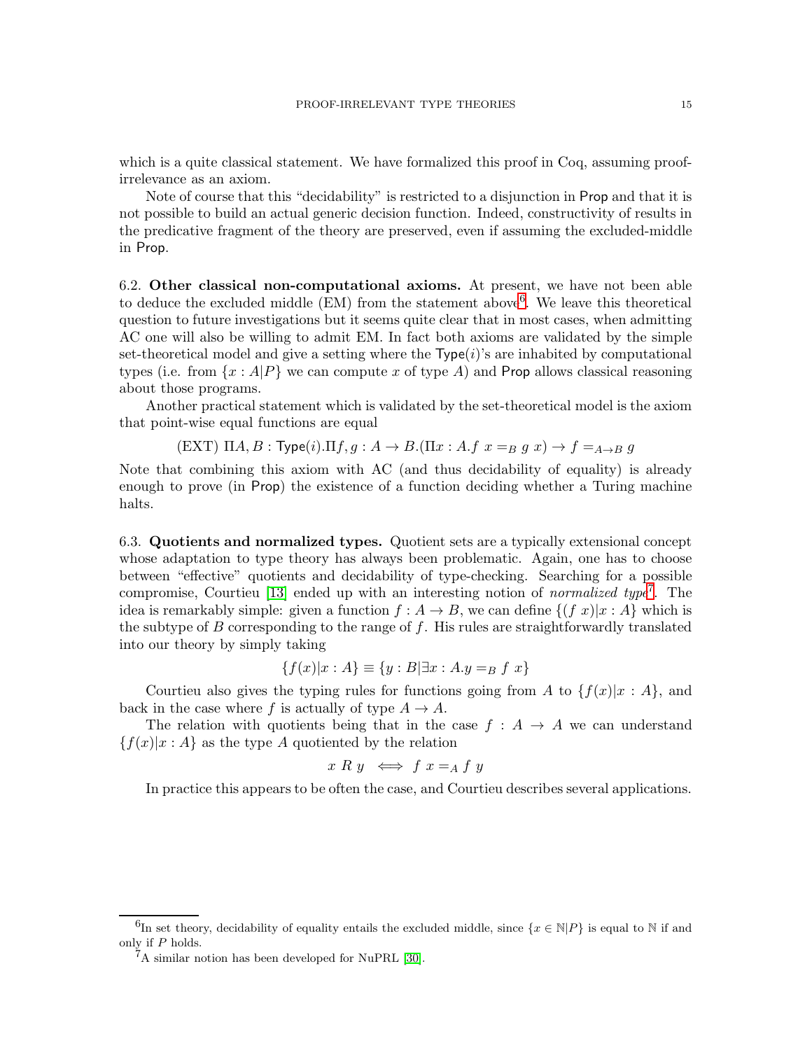which is a quite classical statement. We have formalized this proof in Coq, assuming proof-irrelevance as an axiom.

Note of course that this "decidability" is restricted to a disjunction in Prop and that it is not possible to build an actual generic decision function. Indeed, constructivity of results in the predicative fragment of the theory are preserved, even if assuming the excluded-middle in Prop.

6.2. **Other classical non-computational axioms.** At present, we have not been able to deduce the excluded middle (EM) from the statement above[6]. We leave this theoretical question to future investigations but it seems quite clear that in most cases, when admitting AC one will also be willing to admit EM. In fact both axioms are validated by the simple set-theoretical model and give a setting where the $\mathsf{Type}(i)$'s are inhabited by computational types (i.e. from $\{x : A|P\}$ we can compute $x$ of type $A$) and Prop allows classical reasoning about those programs.

Another practical statement which is validated by the set-theoretical model is the axiom that point-wise equal functions are equal

$$\text{(EXT) } \Pi A, B : \mathsf{Type}(i).\Pi f, g : A \to B.(\Pi x : A.f\ x =_B g\ x) \to f =_{A \to B} g$$

Note that combining this axiom with AC (and thus decidability of equality) is already enough to prove (in Prop) the existence of a function deciding whether a Turing machine halts.

6.3. **Quotients and normalized types.** Quotient sets are a typically extensional concept whose adaptation to type theory has always been problematic. Again, one has to choose between "effective" quotients and decidability of type-checking. Searching for a possible compromise, Courtieu [13] ended up with an interesting notion of *normalized type*[7]. The idea is remarkably simple: given a function $f : A \to B$, we can define $\{(f\ x)|x : A\}$ which is the subtype of $B$ corresponding to the range of $f$. His rules are straightforwardly translated into our theory by simply taking

$$\{f(x)|x : A\} \equiv \{y : B|\exists x : A.y =_B f\ x\}$$

Courtieu also gives the typing rules for functions going from $A$ to $\{f(x)|x : A\}$, and back in the case where $f$ is actually of type $A \to A$.

The relation with quotients being that in the case $f : A \to A$ we can understand $\{f(x)|x : A\}$ as the type $A$ quotiented by the relation

$$x\ R\ y \iff f\ x =_A f\ y$$

In practice this appears to be often the case, and Courtieu describes several applications.

---

[6] In set theory, decidability of equality entails the excluded middle, since $\{x \in \mathbb{N}|P\}$ is equal to $\mathbb{N}$ if and only if $P$ holds.

[7] A similar notion has been developed for NuPRL [30].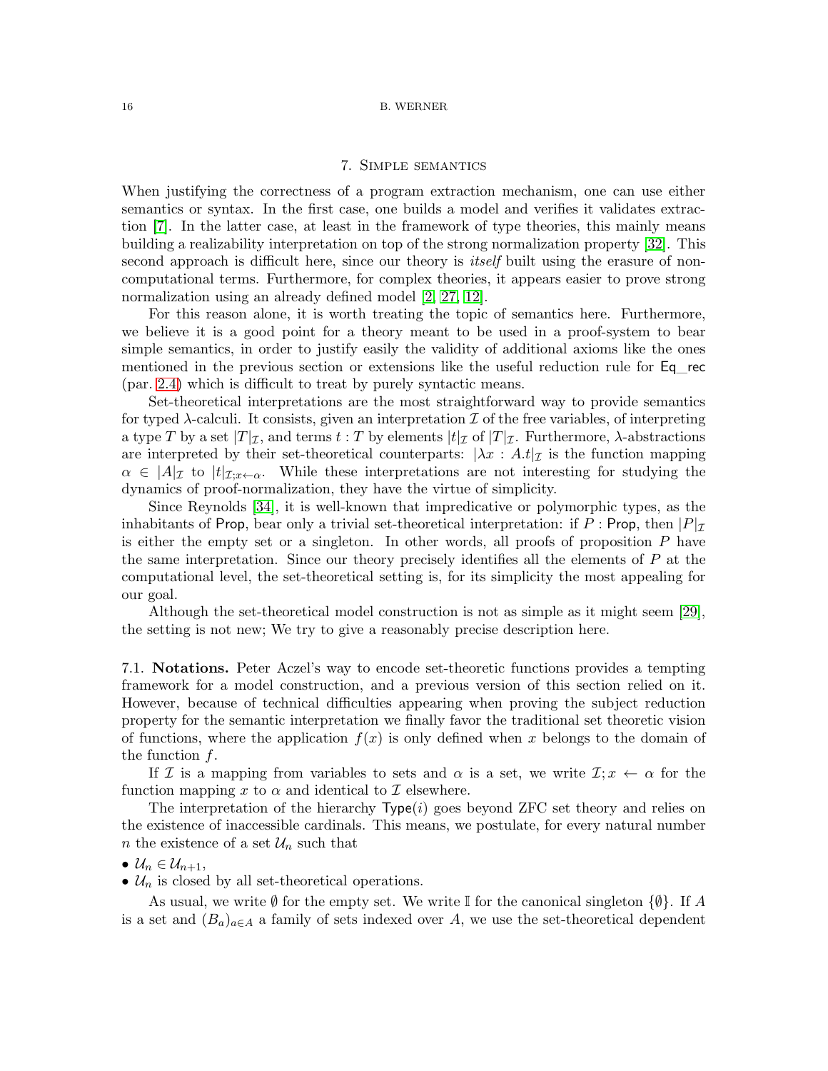## 7. Simple semantics

When justifying the correctness of a program extraction mechanism, one can use either semantics or syntax. In the first case, one builds a model and verifies it validates extraction [7]. In the latter case, at least in the framework of type theories, this mainly means building a realizability interpretation on top of the strong normalization property [32]. This second approach is difficult here, since our theory is *itself* built using the erasure of non-computational terms. Furthermore, for complex theories, it appears easier to prove strong normalization using an already defined model [2, 27, 12].

For this reason alone, it is worth treating the topic of semantics here. Furthermore, we believe it is a good point for a theory meant to be used in a proof-system to bear simple semantics, in order to justify easily the validity of additional axioms like the ones mentioned in the previous section or extensions like the useful reduction rule for Eq_rec (par. 2.4) which is difficult to treat by purely syntactic means.

Set-theoretical interpretations are the most straightforward way to provide semantics for typed $\lambda$-calculi. It consists, given an interpretation $\mathcal{I}$ of the free variables, of interpreting a type $T$ by a set $|T|_{\mathcal{I}}$, and terms $t : T$ by elements $|t|_{\mathcal{I}}$ of $|T|_{\mathcal{I}}$. Furthermore, $\lambda$-abstractions are interpreted by their set-theoretical counterparts: $|\lambda x : A.t|_{\mathcal{I}}$ is the function mapping $\alpha \in |A|_{\mathcal{I}}$ to $|t|_{\mathcal{I};x\leftarrow\alpha}$. While these interpretations are not interesting for studying the dynamics of proof-normalization, they have the virtue of simplicity.

Since Reynolds [34], it is well-known that impredicative or polymorphic types, as the inhabitants of Prop, bear only a trivial set-theoretical interpretation: if $P$ : Prop, then $|P|_{\mathcal{I}}$ is either the empty set or a singleton. In other words, all proofs of proposition $P$ have the same interpretation. Since our theory precisely identifies all the elements of $P$ at the computational level, the set-theoretical setting is, for its simplicity the most appealing for our goal.

Although the set-theoretical model construction is not as simple as it might seem [29], the setting is not new; We try to give a reasonably precise description here.

7.1. **Notations.** Peter Aczel's way to encode set-theoretic functions provides a tempting framework for a model construction, and a previous version of this section relied on it. However, because of technical difficulties appearing when proving the subject reduction property for the semantic interpretation we finally favor the traditional set theoretic vision of functions, where the application $f(x)$ is only defined when $x$ belongs to the domain of the function $f$.

If $\mathcal{I}$ is a mapping from variables to sets and $\alpha$ is a set, we write $\mathcal{I}; x \leftarrow \alpha$ for the function mapping $x$ to $\alpha$ and identical to $\mathcal{I}$ elsewhere.

The interpretation of the hierarchy Type($i$) goes beyond ZFC set theory and relies on the existence of inaccessible cardinals. This means, we postulate, for every natural number $n$ the existence of a set $\mathcal{U}_n$ such that

- $\mathcal{U}_n \in \mathcal{U}_{n+1}$,
- $\mathcal{U}_n$ is closed by all set-theoretical operations.

As usual, we write $\emptyset$ for the empty set. We write $\mathbb{I}$ for the canonical singleton $\{\emptyset\}$. If $A$ is a set and $(B_a)_{a\in A}$ a family of sets indexed over $A$, we use the set-theoretical dependent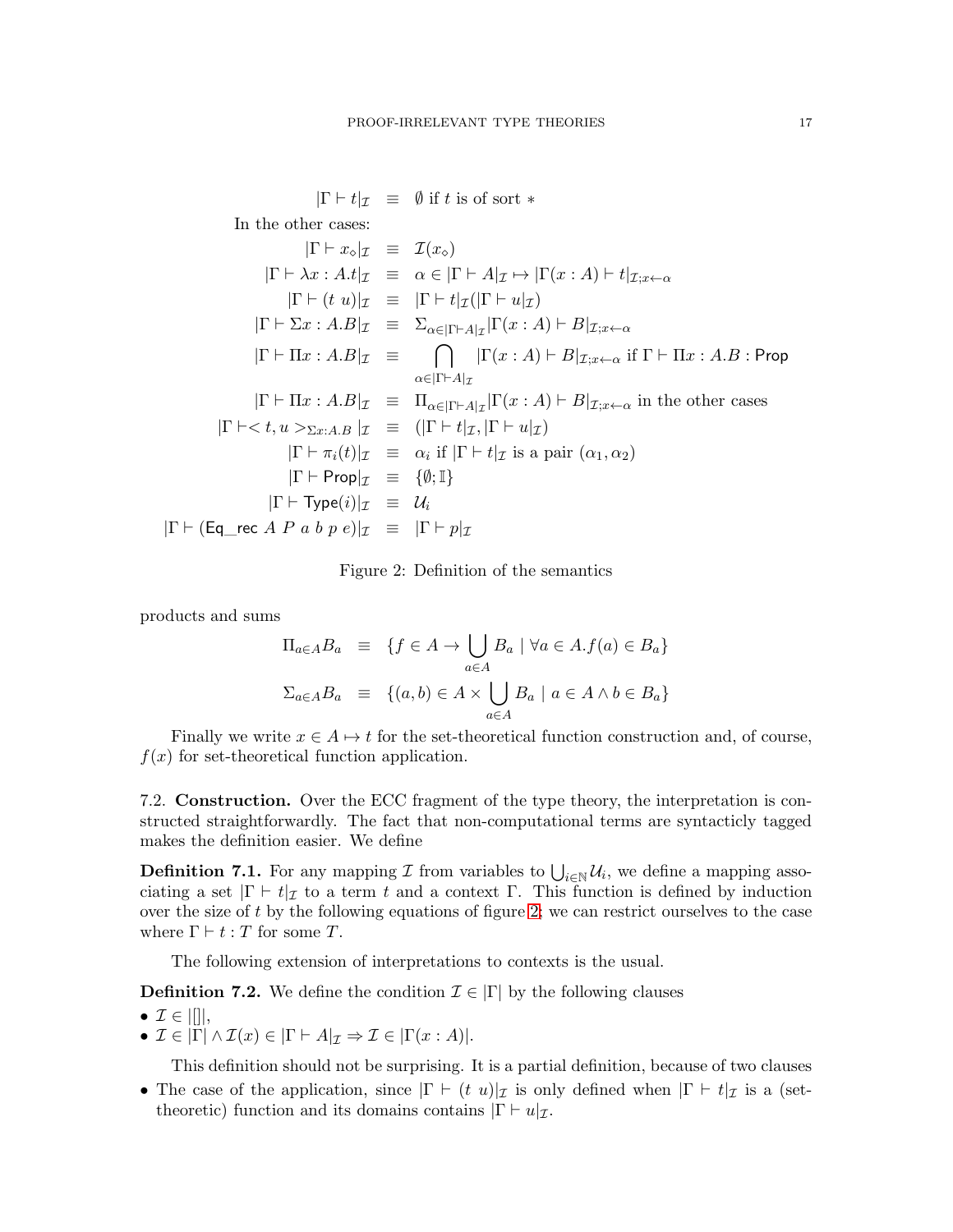$$
\begin{array}{rcl}
|\Gamma \vdash t|_{\mathcal{I}} & \equiv & \emptyset \text{ if } t \text{ is of sort } * \\
\text{In the other cases:} & & \\
|\Gamma \vdash x_\diamond|_{\mathcal{I}} & \equiv & \mathcal{I}(x_\diamond) \\
|\Gamma \vdash \lambda x : A.t|_{\mathcal{I}} & \equiv & \alpha \in |\Gamma \vdash A|_{\mathcal{I}} \mapsto |\Gamma(x:A) \vdash t|_{\mathcal{I};x\leftarrow\alpha} \\
|\Gamma \vdash (t\ u)|_{\mathcal{I}} & \equiv & |\Gamma \vdash t|_{\mathcal{I}}(|\Gamma \vdash u|_{\mathcal{I}}) \\
|\Gamma \vdash \Sigma x : A.B|_{\mathcal{I}} & \equiv & \Sigma_{\alpha \in |\Gamma \vdash A|_{\mathcal{I}}} |\Gamma(x:A) \vdash B|_{\mathcal{I};x\leftarrow\alpha} \\
|\Gamma \vdash \Pi x : A.B|_{\mathcal{I}} & \equiv & \bigcap_{\alpha \in |\Gamma \vdash A|_{\mathcal{I}}} |\Gamma(x:A) \vdash B|_{\mathcal{I};x\leftarrow\alpha} \text{ if } \Gamma \vdash \Pi x : A.B : \mathsf{Prop} \\
|\Gamma \vdash \Pi x : A.B|_{\mathcal{I}} & \equiv & \Pi_{\alpha \in |\Gamma \vdash A|_{\mathcal{I}}} |\Gamma(x:A) \vdash B|_{\mathcal{I};x\leftarrow\alpha} \text{ in the other cases} \\
|\Gamma \vdash < t, u >_{\Sigma x:A.B}|_{\mathcal{I}} & \equiv & (|\Gamma \vdash t|_{\mathcal{I}}, |\Gamma \vdash u|_{\mathcal{I}}) \\
|\Gamma \vdash \pi_i(t)|_{\mathcal{I}} & \equiv & \alpha_i \text{ if } |\Gamma \vdash t|_{\mathcal{I}} \text{ is a pair } (\alpha_1, \alpha_2) \\
|\Gamma \vdash \mathsf{Prop}|_{\mathcal{I}} & \equiv & \{\emptyset; \mathbb{I}\} \\
|\Gamma \vdash \mathsf{Type}(i)|_{\mathcal{I}} & \equiv & \mathcal{U}_i \\
|\Gamma \vdash (\mathsf{Eq\_rec}\ A\ P\ a\ b\ p\ e)|_{\mathcal{I}} & \equiv & |\Gamma \vdash p|_{\mathcal{I}}
\end{array}
$$

Figure 2: Definition of the semantics

products and sums

$$
\begin{array}{rcl}
\Pi_{a \in A} B_a & \equiv & \{f \in A \to \bigcup_{a \in A} B_a \mid \forall a \in A. f(a) \in B_a\} \\
\Sigma_{a \in A} B_a & \equiv & \{(a,b) \in A \times \bigcup_{a \in A} B_a \mid a \in A \wedge b \in B_a\}
\end{array}
$$

Finally we write $x \in A \mapsto t$ for the set-theoretical function construction and, of course, $f(x)$ for set-theoretical function application.

7.2. **Construction.** Over the ECC fragment of the type theory, the interpretation is constructed straightforwardly. The fact that non-computational terms are syntacticly tagged makes the definition easier. We define

**Definition 7.1.** For any mapping $\mathcal{I}$ from variables to $\bigcup_{i \in \mathbb{N}} \mathcal{U}_i$, we define a mapping associating a set $|\Gamma \vdash t|_{\mathcal{I}}$ to a term $t$ and a context $\Gamma$. This function is defined by induction over the size of $t$ by the following equations of figure 2; we can restrict ourselves to the case where $\Gamma \vdash t : T$ for some $T$.

The following extension of interpretations to contexts is the usual.

**Definition 7.2.** We define the condition $\mathcal{I} \in |\Gamma|$ by the following clauses

- $\mathcal{I} \in |[]|$,
- $\mathcal{I} \in |\Gamma| \wedge \mathcal{I}(x) \in |\Gamma \vdash A|_{\mathcal{I}} \Rightarrow \mathcal{I} \in |\Gamma(x:A)|$.

This definition should not be surprising. It is a partial definition, because of two clauses

- The case of the application, since $|\Gamma \vdash (t\ u)|_{\mathcal{I}}$ is only defined when $|\Gamma \vdash t|_{\mathcal{I}}$ is a (set-theoretic) function and its domains contains $|\Gamma \vdash u|_{\mathcal{I}}$.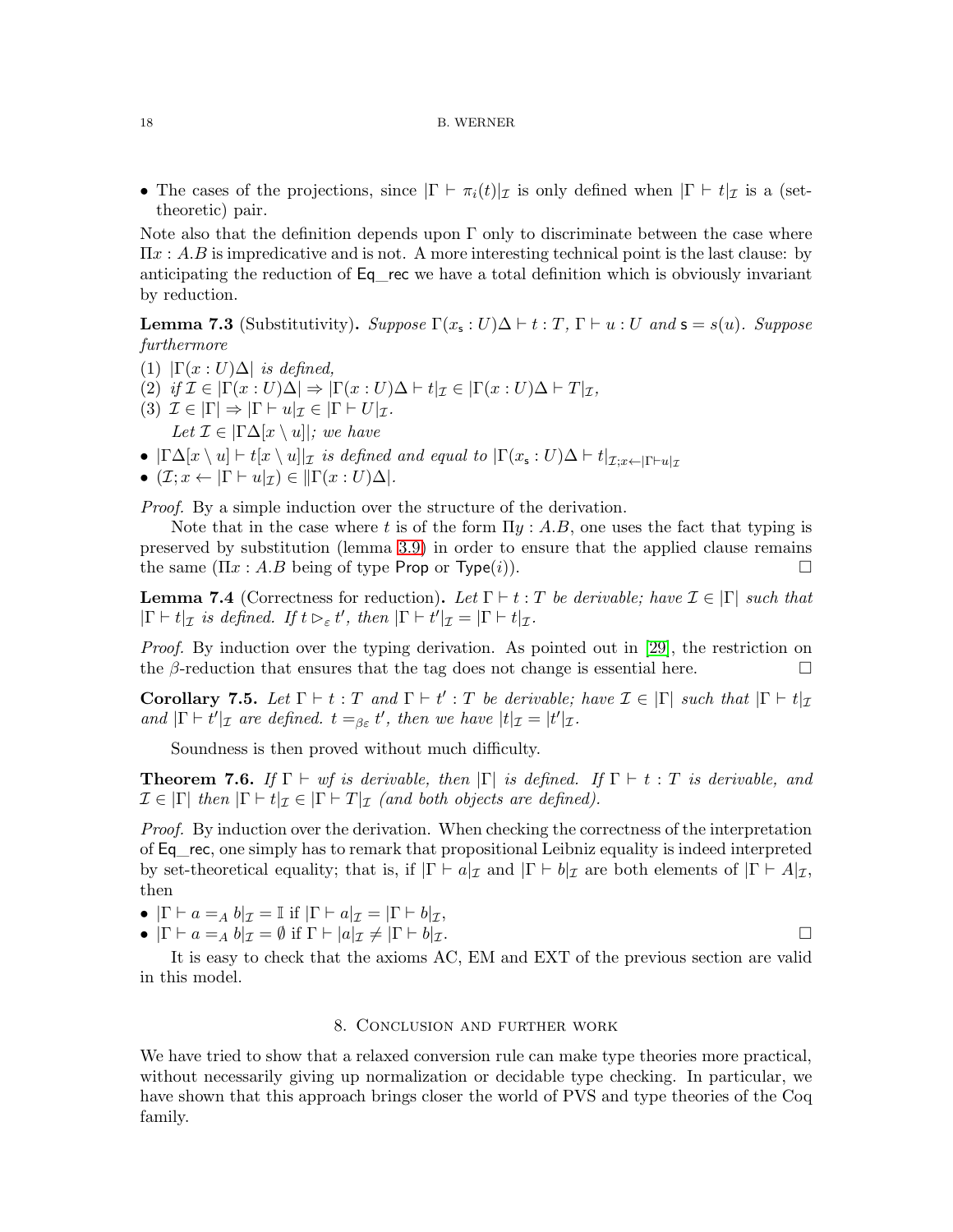- The cases of the projections, since $|\Gamma \vdash \pi_i(t)|_\mathcal{I}$ is only defined when $|\Gamma \vdash t|_\mathcal{I}$ is a (set-theoretic) pair.

Note also that the definition depends upon $\Gamma$ only to discriminate between the case where $\Pi x : A.B$ is impredicative and is not. A more interesting technical point is the last clause: by anticipating the reduction of Eq_rec we have a total definition which is obviously invariant by reduction.

**Lemma 7.3** (Substitutivity)**.** *Suppose $\Gamma(x_\mathsf{s} : U)\Delta \vdash t : T$, $\Gamma \vdash u : U$ and $\mathsf{s} = s(u)$. Suppose furthermore*

(1) *$|\Gamma(x : U)\Delta|$ is defined,*
(2) *if $\mathcal{I} \in |\Gamma(x : U)\Delta| \Rightarrow |\Gamma(x : U)\Delta \vdash t|_\mathcal{I} \in |\Gamma(x : U)\Delta \vdash T|_\mathcal{I}$,*
(3) *$\mathcal{I} \in |\Gamma| \Rightarrow |\Gamma \vdash u|_\mathcal{I} \in |\Gamma \vdash U|_\mathcal{I}$.*
*Let $\mathcal{I} \in |\Gamma\Delta[x \setminus u]|$; we have*

- *$|\Gamma\Delta[x \setminus u] \vdash t[x \setminus u]|_\mathcal{I}$ is defined and equal to $|\Gamma(x_\mathsf{s} : U)\Delta \vdash t|_{\mathcal{I}; x \leftarrow |\Gamma \vdash u|_\mathcal{I}}$*
- *$(\mathcal{I}; x \leftarrow |\Gamma \vdash u|_\mathcal{I}) \in \|\Gamma(x : U)\Delta|$.*

*Proof.* By a simple induction over the structure of the derivation.

Note that in the case where $t$ is of the form $\Pi y : A.B$, one uses the fact that typing is preserved by substitution (lemma 3.9) in order to ensure that the applied clause remains the same ($\Pi x : A.B$ being of type Prop or Type($i$)). $\square$

**Lemma 7.4** (Correctness for reduction)**.** *Let $\Gamma \vdash t : T$ be derivable; have $\mathcal{I} \in |\Gamma|$ such that $|\Gamma \vdash t|_\mathcal{I}$ is defined. If $t \rhd_\varepsilon t'$, then $|\Gamma \vdash t'|_\mathcal{I} = |\Gamma \vdash t|_\mathcal{I}$.*

*Proof.* By induction over the typing derivation. As pointed out in [29], the restriction on the $\beta$-reduction that ensures that the tag does not change is essential here. $\square$

**Corollary 7.5.** *Let $\Gamma \vdash t : T$ and $\Gamma \vdash t' : T$ be derivable; have $\mathcal{I} \in |\Gamma|$ such that $|\Gamma \vdash t|_\mathcal{I}$ and $|\Gamma \vdash t'|_\mathcal{I}$ are defined. $t =_{\beta\varepsilon} t'$, then we have $|t|_\mathcal{I} = |t'|_\mathcal{I}$.*

Soundness is then proved without much difficulty.

**Theorem 7.6.** *If $\Gamma \vdash wf$ is derivable, then $|\Gamma|$ is defined. If $\Gamma \vdash t : T$ is derivable, and $\mathcal{I} \in |\Gamma|$ then $|\Gamma \vdash t|_\mathcal{I} \in |\Gamma \vdash T|_\mathcal{I}$ (and both objects are defined).*

*Proof.* By induction over the derivation. When checking the correctness of the interpretation of Eq_rec, one simply has to remark that propositional Leibniz equality is indeed interpreted by set-theoretical equality; that is, if $|\Gamma \vdash a|_\mathcal{I}$ and $|\Gamma \vdash b|_\mathcal{I}$ are both elements of $|\Gamma \vdash A|_\mathcal{I}$, then

- $|\Gamma \vdash a =_A b|_\mathcal{I} = \mathbb{I}$ if $|\Gamma \vdash a|_\mathcal{I} = |\Gamma \vdash b|_\mathcal{I}$,
- $|\Gamma \vdash a =_A b|_\mathcal{I} = \emptyset$ if $\Gamma \vdash |a|_\mathcal{I} \neq |\Gamma \vdash b|_\mathcal{I}$. $\square$

It is easy to check that the axioms AC, EM and EXT of the previous section are valid in this model.

## 8. Conclusion and further work

We have tried to show that a relaxed conversion rule can make type theories more practical, without necessarily giving up normalization or decidable type checking. In particular, we have shown that this approach brings closer the world of PVS and type theories of the Coq family.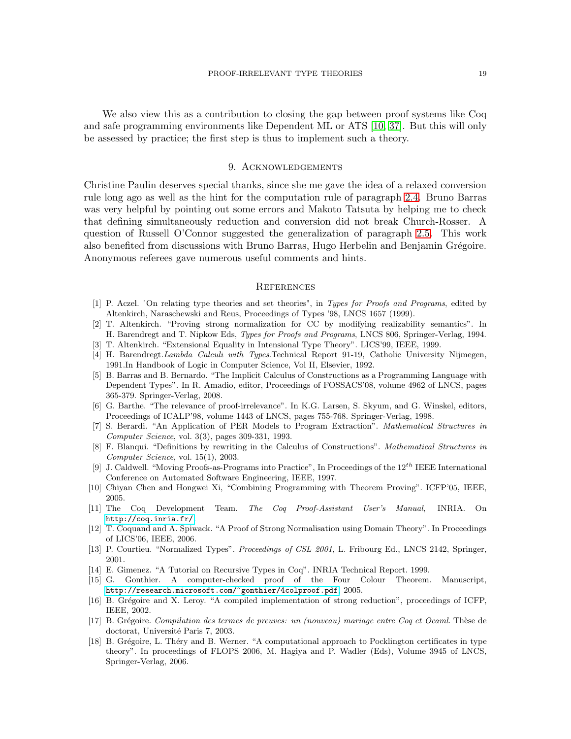We also view this as a contribution to closing the gap between proof systems like Coq and safe programming environments like Dependent ML or ATS [10, 37]. But this will only be assessed by practice; the first step is thus to implement such a theory.

## 9. Acknowledgements

Christine Paulin deserves special thanks, since she me gave the idea of a relaxed conversion rule long ago as well as the hint for the computation rule of paragraph 2.4. Bruno Barras was very helpful by pointing out some errors and Makoto Tatsuta by helping me to check that defining simultaneously reduction and conversion did not break Church-Rosser. A question of Russell O'Connor suggested the generalization of paragraph 2.5. This work also benefited from discussions with Bruno Barras, Hugo Herbelin and Benjamin Grégoire. Anonymous referees gave numerous useful comments and hints.

## References

- [1] P. Aczel. "On relating type theories and set theories", in *Types for Proofs and Programs*, edited by Altenkirch, Naraschewski and Reus, Proceedings of Types '98, LNCS 1657 (1999).
- [2] T. Altenkirch. "Proving strong normalization for CC by modifying realizability semantics". In H. Barendregt and T. Nipkow Eds, *Types for Proofs and Programs*, LNCS 806, Springer-Verlag, 1994.
- [3] T. Altenkirch. "Extensional Equality in Intensional Type Theory". LICS'99, IEEE, 1999.
- [4] H. Barendregt.*Lambda Calculi with Types*.Technical Report 91-19, Catholic University Nijmegen, 1991.In Handbook of Logic in Computer Science, Vol II, Elsevier, 1992.
- [5] B. Barras and B. Bernardo. "The Implicit Calculus of Constructions as a Programming Language with Dependent Types". In R. Amadio, editor, Proceedings of FOSSACS'08, volume 4962 of LNCS, pages 365-379. Springer-Verlag, 2008.
- [6] G. Barthe. "The relevance of proof-irrelevance". In K.G. Larsen, S. Skyum, and G. Winskel, editors, Proceedings of ICALP'98, volume 1443 of LNCS, pages 755-768. Springer-Verlag, 1998.
- [7] S. Berardi. "An Application of PER Models to Program Extraction". *Mathematical Structures in Computer Science*, vol. 3(3), pages 309-331, 1993.
- [8] F. Blanqui. "Definitions by rewriting in the Calculus of Constructions". *Mathematical Structures in Computer Science*, vol. 15(1), 2003.
- [9] J. Caldwell. "Moving Proofs-as-Programs into Practice", In Proceedings of the $12^{th}$ IEEE International Conference on Automated Software Engineering, IEEE, 1997.
- [10] Chiyan Chen and Hongwei Xi, "Combining Programming with Theorem Proving". ICFP'05, IEEE, 2005.
- [11] The Coq Development Team. *The Coq Proof-Assistant User's Manual*, INRIA. On http://coq.inria.fr/.
- [12] T. Coquand and A. Spiwack. "A Proof of Strong Normalisation using Domain Theory". In Proceedings of LICS'06, IEEE, 2006.
- [13] P. Courtieu. "Normalized Types". *Proceedings of CSL 2001*, L. Fribourg Ed., LNCS 2142, Springer, 2001.
- [14] E. Gimenez. "A Tutorial on Recursive Types in Coq". INRIA Technical Report. 1999.
- [15] G. Gonthier. A computer-checked proof of the Four Colour Theorem. Manuscript, http://research.microsoft.com/~gonthier/4colproof.pdf, 2005.
- [16] B. Grégoire and X. Leroy. "A compiled implementation of strong reduction", proceedings of ICFP, IEEE, 2002.
- [17] B. Grégoire. *Compilation des termes de preuves: un (nouveau) mariage entre Coq et Ocaml*. Thèse de doctorat, Université Paris 7, 2003.
- [18] B. Grégoire, L. Théry and B. Werner. "A computational approach to Pocklington certificates in type theory". In proceedings of FLOPS 2006, M. Hagiya and P. Wadler (Eds), Volume 3945 of LNCS, Springer-Verlag, 2006.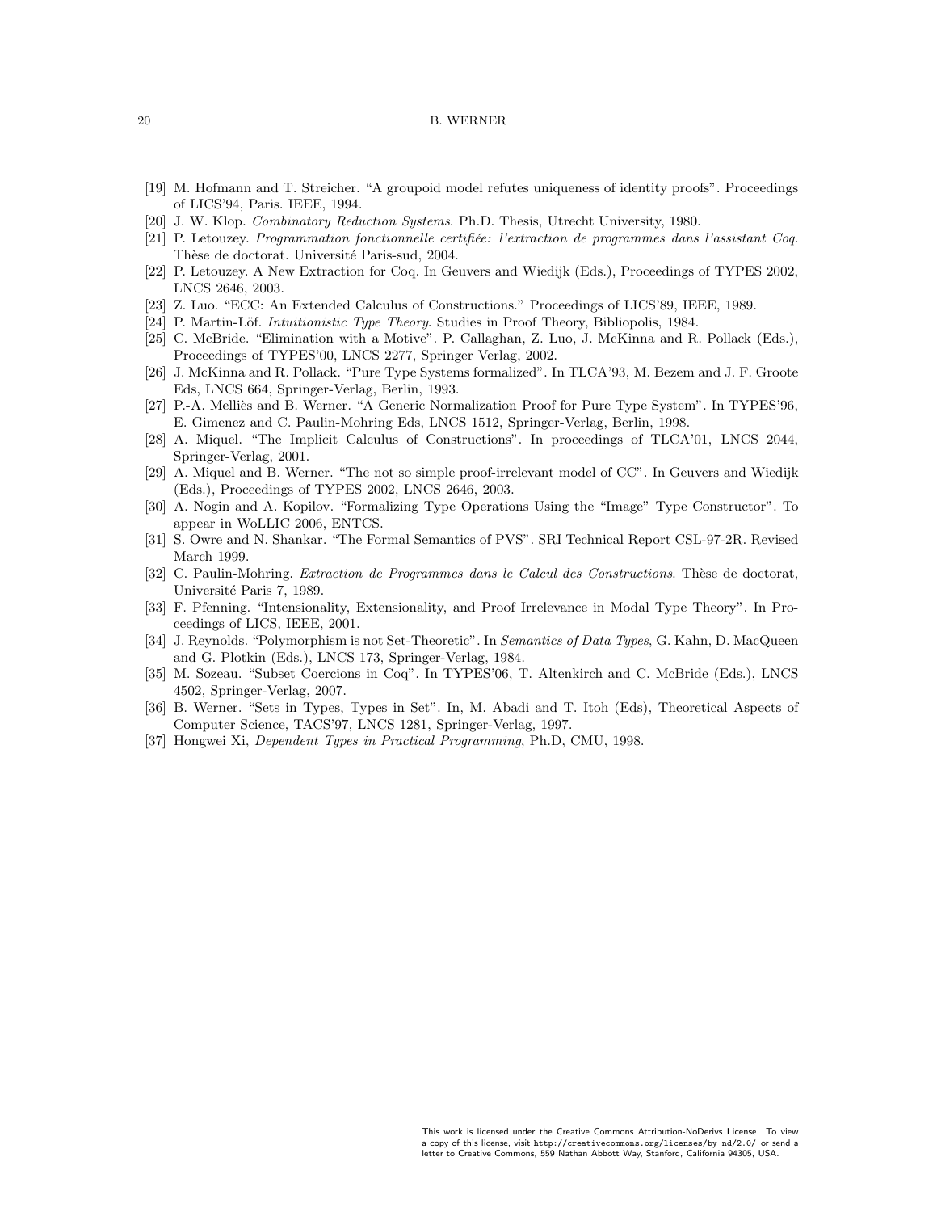[19] M. Hofmann and T. Streicher. "A groupoid model refutes uniqueness of identity proofs". Proceedings of LICS'94, Paris. IEEE, 1994.

[20] J. W. Klop. *Combinatory Reduction Systems*. Ph.D. Thesis, Utrecht University, 1980.

[21] P. Letouzey. *Programmation fonctionnelle certifiée: l'extraction de programmes dans l'assistant Coq*. Thèse de doctorat. Université Paris-sud, 2004.

[22] P. Letouzey. A New Extraction for Coq. In Geuvers and Wiedijk (Eds.), Proceedings of TYPES 2002, LNCS 2646, 2003.

[23] Z. Luo. "ECC: An Extended Calculus of Constructions." Proceedings of LICS'89, IEEE, 1989.

[24] P. Martin-Löf. *Intuitionistic Type Theory*. Studies in Proof Theory, Bibliopolis, 1984.

[25] C. McBride. "Elimination with a Motive". P. Callaghan, Z. Luo, J. McKinna and R. Pollack (Eds.), Proceedings of TYPES'00, LNCS 2277, Springer Verlag, 2002.

[26] J. McKinna and R. Pollack. "Pure Type Systems formalized". In TLCA'93, M. Bezem and J. F. Groote Eds, LNCS 664, Springer-Verlag, Berlin, 1993.

[27] P.-A. Melliès and B. Werner. "A Generic Normalization Proof for Pure Type System". In TYPES'96, E. Gimenez and C. Paulin-Mohring Eds, LNCS 1512, Springer-Verlag, Berlin, 1998.

[28] A. Miquel. "The Implicit Calculus of Constructions". In proceedings of TLCA'01, LNCS 2044, Springer-Verlag, 2001.

[29] A. Miquel and B. Werner. "The not so simple proof-irrelevant model of CC". In Geuvers and Wiedijk (Eds.), Proceedings of TYPES 2002, LNCS 2646, 2003.

[30] A. Nogin and A. Kopilov. "Formalizing Type Operations Using the "Image" Type Constructor". To appear in WoLLIC 2006, ENTCS.

[31] S. Owre and N. Shankar. "The Formal Semantics of PVS". SRI Technical Report CSL-97-2R. Revised March 1999.

[32] C. Paulin-Mohring. *Extraction de Programmes dans le Calcul des Constructions*. Thèse de doctorat, Université Paris 7, 1989.

[33] F. Pfenning. "Intensionality, Extensionality, and Proof Irrelevance in Modal Type Theory". In Proceedings of LICS, IEEE, 2001.

[34] J. Reynolds. "Polymorphism is not Set-Theoretic". In *Semantics of Data Types*, G. Kahn, D. MacQueen and G. Plotkin (Eds.), LNCS 173, Springer-Verlag, 1984.

[35] M. Sozeau. "Subset Coercions in Coq". In TYPES'06, T. Altenkirch and C. McBride (Eds.), LNCS 4502, Springer-Verlag, 2007.

[36] B. Werner. "Sets in Types, Types in Set". In, M. Abadi and T. Itoh (Eds), Theoretical Aspects of Computer Science, TACS'97, LNCS 1281, Springer-Verlag, 1997.

[37] Hongwei Xi, *Dependent Types in Practical Programming*, Ph.D, CMU, 1998.

This work is licensed under the Creative Commons Attribution-NoDerivs License. To view a copy of this license, visit http://creativecommons.org/licenses/by-nd/2.0/ or send a letter to Creative Commons, 559 Nathan Abbott Way, Stanford, California 94305, USA.